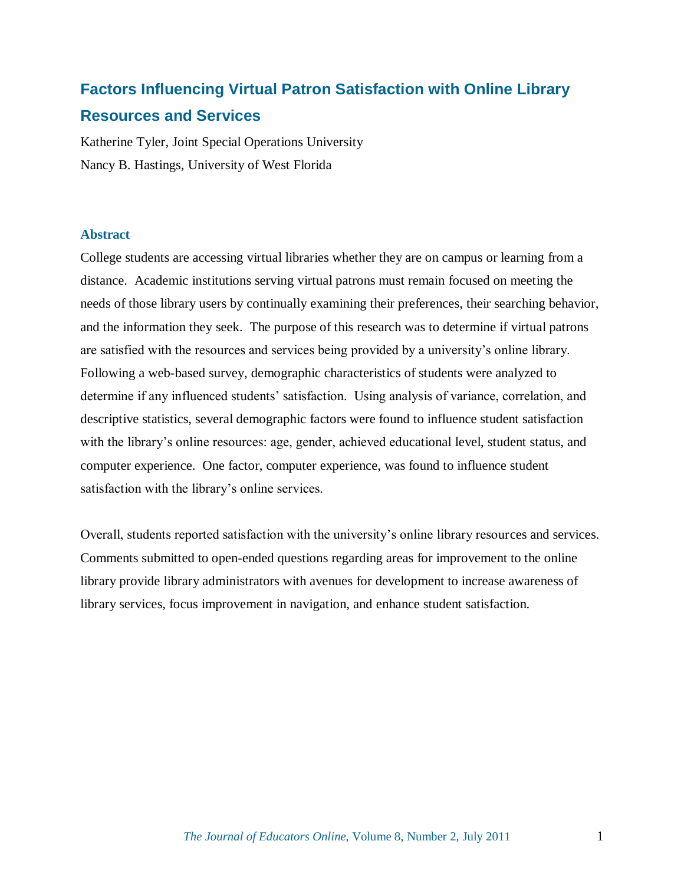# Factors Influencing Virtual Patron Satisfaction with Online Library Resources and Services

Katherine Tyler, Joint Special Operations University

Nancy B. Hastings, University of West Florida

## Abstract

College students are accessing virtual libraries whether they are on campus or learning from a distance. Academic institutions serving virtual patrons must remain focused on meeting the needs of those library users by continually examining their preferences, their searching behavior, and the information they seek. The purpose of this research was to determine if virtual patrons are satisfied with the resources and services being provided by a university's online library. Following a web-based survey, demographic characteristics of students were analyzed to determine if any influenced students' satisfaction. Using analysis of variance, correlation, and descriptive statistics, several demographic factors were found to influence student satisfaction with the library's online resources: age, gender, achieved educational level, student status, and computer experience. One factor, computer experience, was found to influence student satisfaction with the library's online services.

Overall, students reported satisfaction with the university's online library resources and services. Comments submitted to open-ended questions regarding areas for improvement to the online library provide library administrators with avenues for development to increase awareness of library services, focus improvement in navigation, and enhance student satisfaction.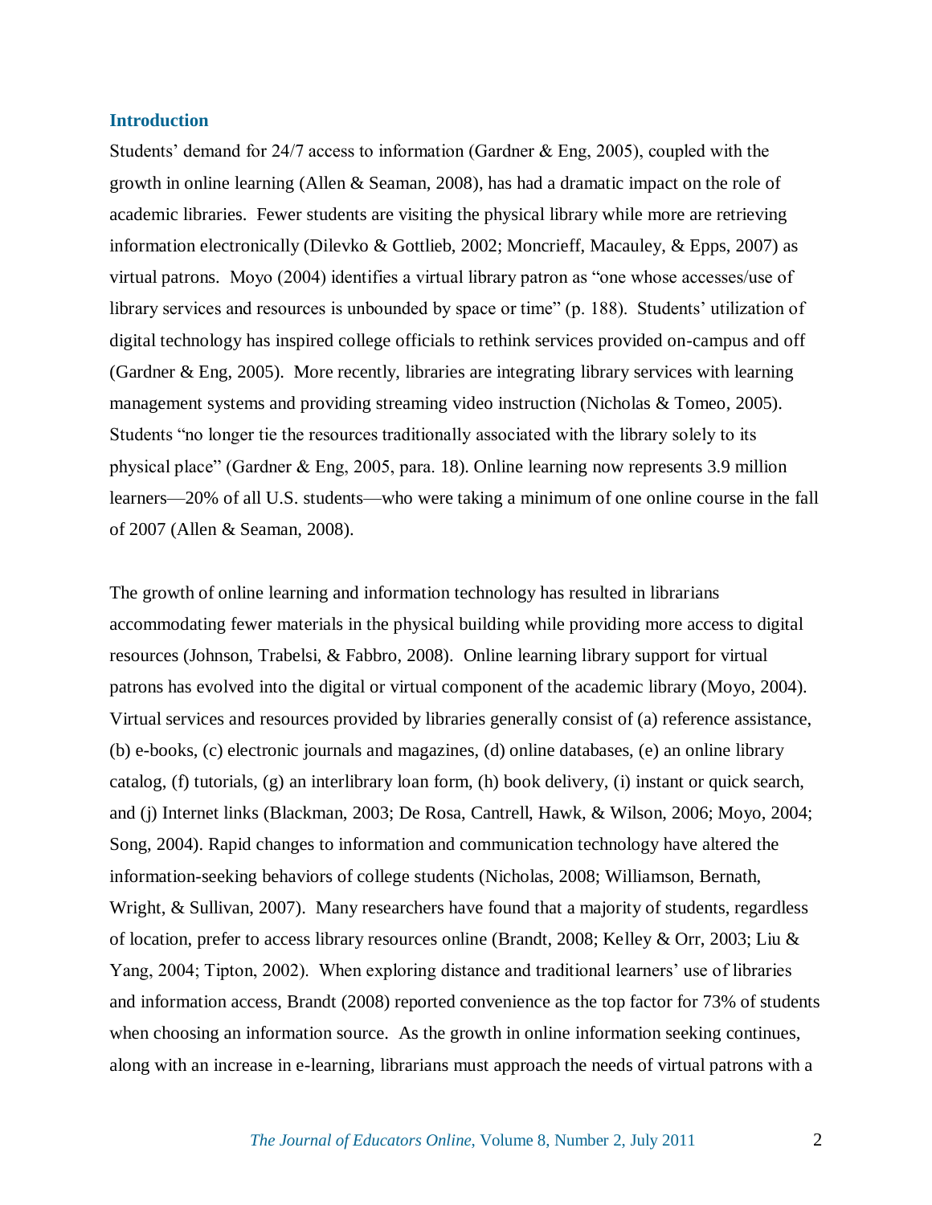## Introduction

Students' demand for 24/7 access to information (Gardner & Eng, 2005), coupled with the growth in online learning (Allen & Seaman, 2008), has had a dramatic impact on the role of academic libraries. Fewer students are visiting the physical library while more are retrieving information electronically (Dilevko & Gottlieb, 2002; Moncrieff, Macauley, & Epps, 2007) as virtual patrons. Moyo (2004) identifies a virtual library patron as "one whose accesses/use of library services and resources is unbounded by space or time" (p. 188). Students' utilization of digital technology has inspired college officials to rethink services provided on-campus and off (Gardner & Eng, 2005). More recently, libraries are integrating library services with learning management systems and providing streaming video instruction (Nicholas & Tomeo, 2005). Students "no longer tie the resources traditionally associated with the library solely to its physical place" (Gardner & Eng, 2005, para. 18). Online learning now represents 3.9 million learners—20% of all U.S. students—who were taking a minimum of one online course in the fall of 2007 (Allen & Seaman, 2008).

The growth of online learning and information technology has resulted in librarians accommodating fewer materials in the physical building while providing more access to digital resources (Johnson, Trabelsi, & Fabbro, 2008). Online learning library support for virtual patrons has evolved into the digital or virtual component of the academic library (Moyo, 2004). Virtual services and resources provided by libraries generally consist of (a) reference assistance, (b) e-books, (c) electronic journals and magazines, (d) online databases, (e) an online library catalog, (f) tutorials, (g) an interlibrary loan form, (h) book delivery, (i) instant or quick search, and (j) Internet links (Blackman, 2003; De Rosa, Cantrell, Hawk, & Wilson, 2006; Moyo, 2004; Song, 2004). Rapid changes to information and communication technology have altered the information-seeking behaviors of college students (Nicholas, 2008; Williamson, Bernath, Wright, & Sullivan, 2007). Many researchers have found that a majority of students, regardless of location, prefer to access library resources online (Brandt, 2008; Kelley & Orr, 2003; Liu & Yang, 2004; Tipton, 2002). When exploring distance and traditional learners' use of libraries and information access, Brandt (2008) reported convenience as the top factor for 73% of students when choosing an information source. As the growth in online information seeking continues, along with an increase in e-learning, librarians must approach the needs of virtual patrons with a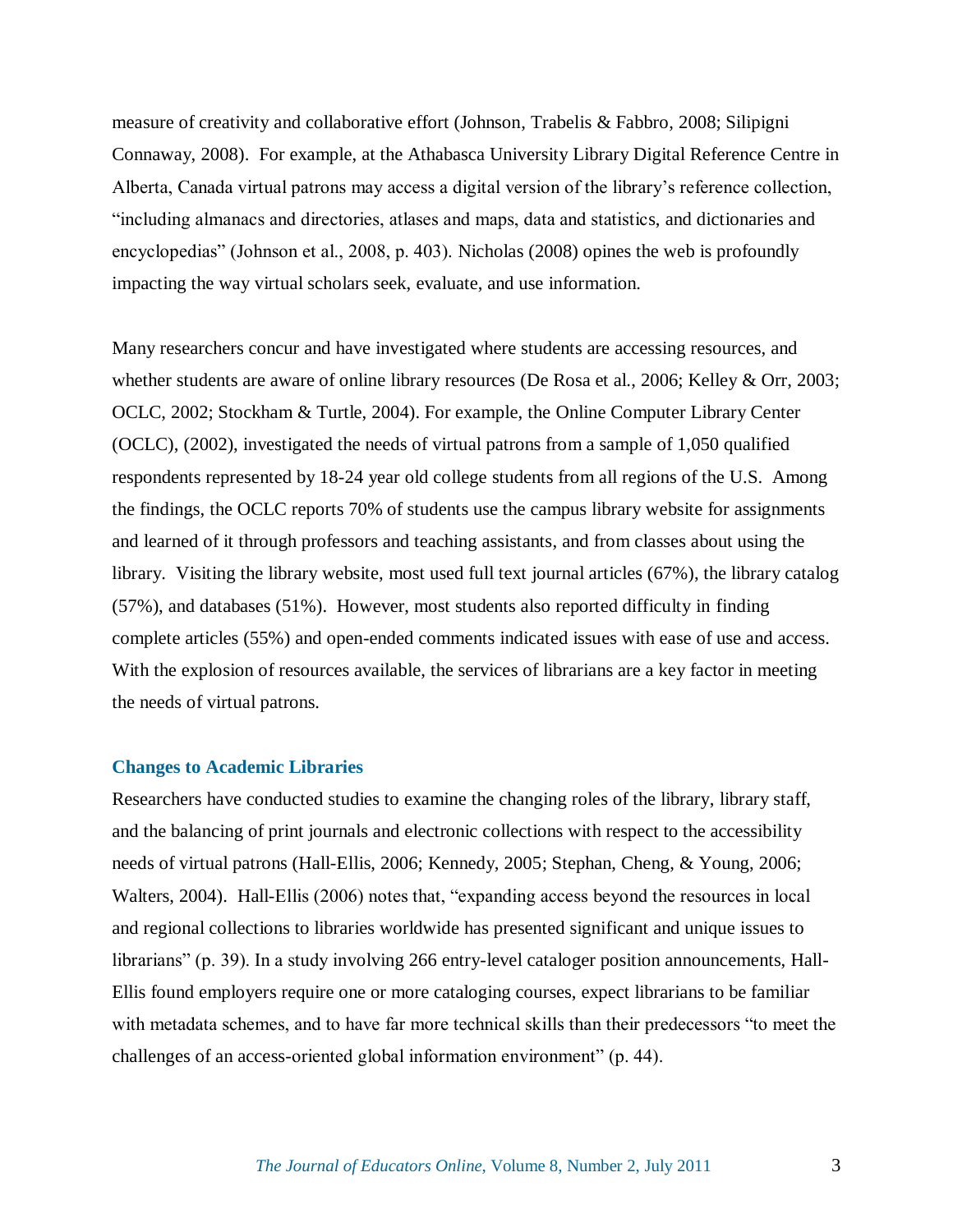measure of creativity and collaborative effort (Johnson, Trabelis & Fabbro, 2008; Silipigni Connaway, 2008). For example, at the Athabasca University Library Digital Reference Centre in Alberta, Canada virtual patrons may access a digital version of the library's reference collection, "including almanacs and directories, atlases and maps, data and statistics, and dictionaries and encyclopedias" (Johnson et al., 2008, p. 403). Nicholas (2008) opines the web is profoundly impacting the way virtual scholars seek, evaluate, and use information.

Many researchers concur and have investigated where students are accessing resources, and whether students are aware of online library resources (De Rosa et al., 2006; Kelley & Orr, 2003; OCLC, 2002; Stockham & Turtle, 2004). For example, the Online Computer Library Center (OCLC), (2002), investigated the needs of virtual patrons from a sample of 1,050 qualified respondents represented by 18-24 year old college students from all regions of the U.S. Among the findings, the OCLC reports 70% of students use the campus library website for assignments and learned of it through professors and teaching assistants, and from classes about using the library. Visiting the library website, most used full text journal articles (67%), the library catalog (57%), and databases (51%). However, most students also reported difficulty in finding complete articles (55%) and open-ended comments indicated issues with ease of use and access. With the explosion of resources available, the services of librarians are a key factor in meeting the needs of virtual patrons.

### Changes to Academic Libraries

Researchers have conducted studies to examine the changing roles of the library, library staff, and the balancing of print journals and electronic collections with respect to the accessibility needs of virtual patrons (Hall-Ellis, 2006; Kennedy, 2005; Stephan, Cheng, & Young, 2006; Walters, 2004). Hall-Ellis (2006) notes that, "expanding access beyond the resources in local and regional collections to libraries worldwide has presented significant and unique issues to librarians" (p. 39). In a study involving 266 entry-level cataloger position announcements, Hall-Ellis found employers require one or more cataloging courses, expect librarians to be familiar with metadata schemes, and to have far more technical skills than their predecessors "to meet the challenges of an access-oriented global information environment" (p. 44).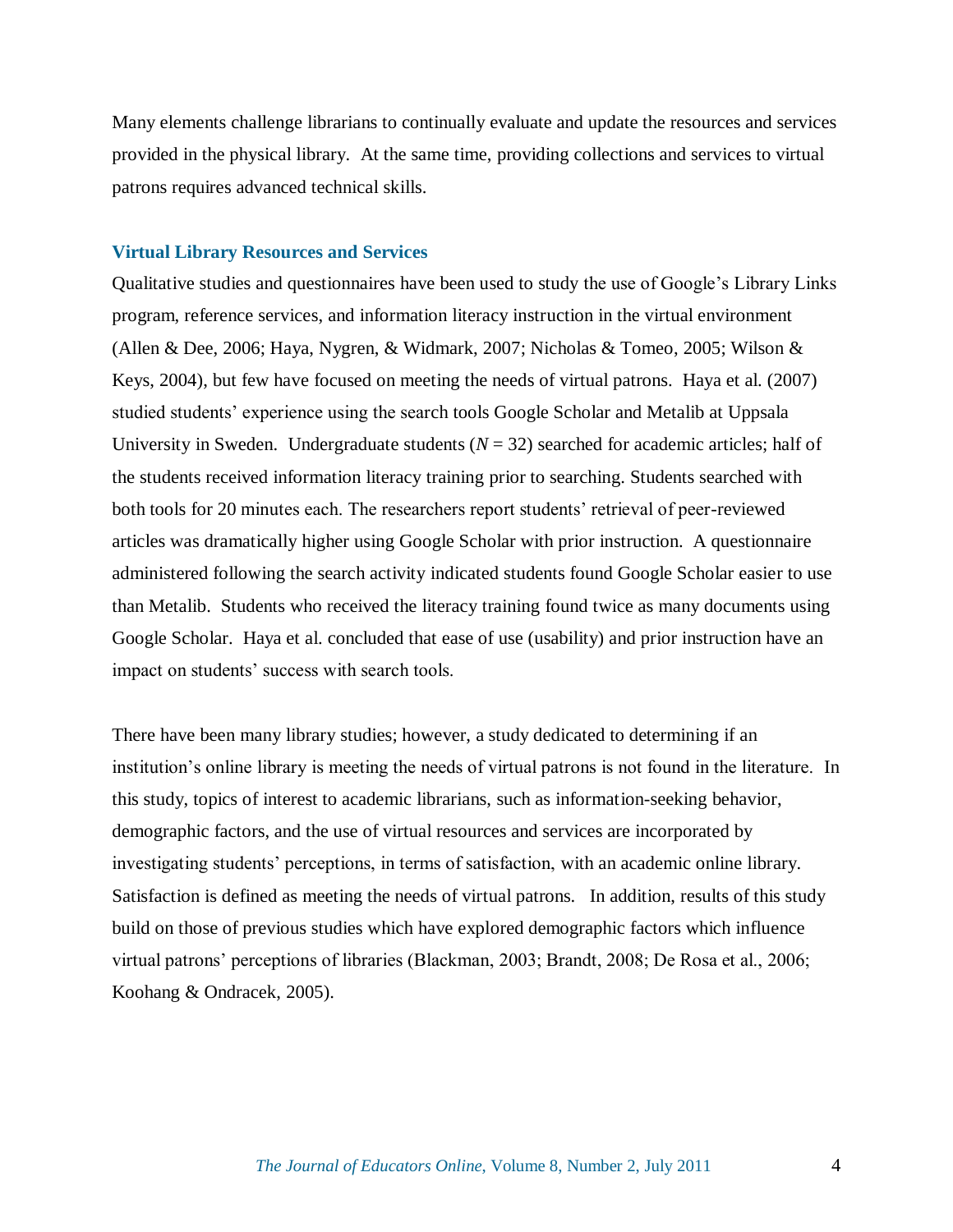Many elements challenge librarians to continually evaluate and update the resources and services provided in the physical library. At the same time, providing collections and services to virtual patrons requires advanced technical skills.

## Virtual Library Resources and Services

Qualitative studies and questionnaires have been used to study the use of Google's Library Links program, reference services, and information literacy instruction in the virtual environment (Allen & Dee, 2006; Haya, Nygren, & Widmark, 2007; Nicholas & Tomeo, 2005; Wilson & Keys, 2004), but few have focused on meeting the needs of virtual patrons. Haya et al. (2007) studied students' experience using the search tools Google Scholar and Metalib at Uppsala University in Sweden. Undergraduate students ($N$ = 32) searched for academic articles; half of the students received information literacy training prior to searching. Students searched with both tools for 20 minutes each. The researchers report students' retrieval of peer-reviewed articles was dramatically higher using Google Scholar with prior instruction. A questionnaire administered following the search activity indicated students found Google Scholar easier to use than Metalib. Students who received the literacy training found twice as many documents using Google Scholar. Haya et al. concluded that ease of use (usability) and prior instruction have an impact on students' success with search tools.

There have been many library studies; however, a study dedicated to determining if an institution's online library is meeting the needs of virtual patrons is not found in the literature. In this study, topics of interest to academic librarians, such as information-seeking behavior, demographic factors, and the use of virtual resources and services are incorporated by investigating students' perceptions, in terms of satisfaction, with an academic online library. Satisfaction is defined as meeting the needs of virtual patrons. In addition, results of this study build on those of previous studies which have explored demographic factors which influence virtual patrons' perceptions of libraries (Blackman, 2003; Brandt, 2008; De Rosa et al., 2006; Koohang & Ondracek, 2005).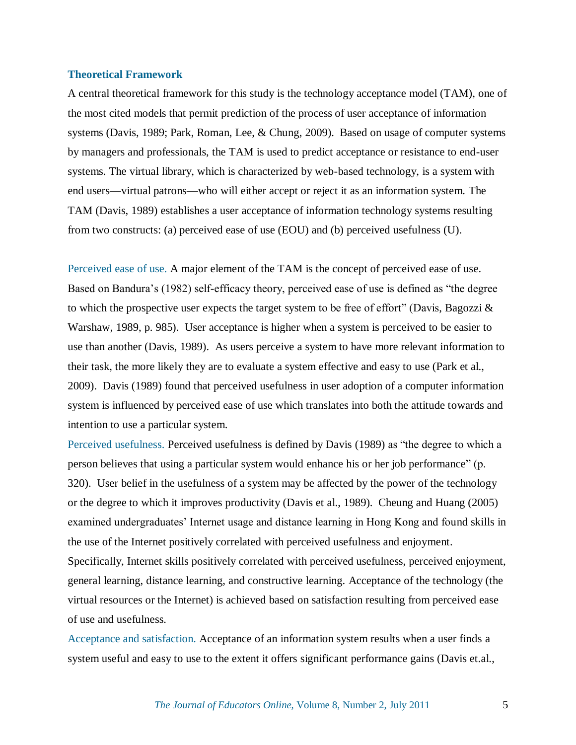### Theoretical Framework

A central theoretical framework for this study is the technology acceptance model (TAM), one of the most cited models that permit prediction of the process of user acceptance of information systems (Davis, 1989; Park, Roman, Lee, & Chung, 2009). Based on usage of computer systems by managers and professionals, the TAM is used to predict acceptance or resistance to end-user systems. The virtual library, which is characterized by web-based technology, is a system with end users—virtual patrons—who will either accept or reject it as an information system. The TAM (Davis, 1989) establishes a user acceptance of information technology systems resulting from two constructs: (a) perceived ease of use (EOU) and (b) perceived usefulness (U).

Perceived ease of use. A major element of the TAM is the concept of perceived ease of use. Based on Bandura's (1982) self-efficacy theory, perceived ease of use is defined as "the degree to which the prospective user expects the target system to be free of effort" (Davis, Bagozzi & Warshaw, 1989, p. 985). User acceptance is higher when a system is perceived to be easier to use than another (Davis, 1989). As users perceive a system to have more relevant information to their task, the more likely they are to evaluate a system effective and easy to use (Park et al., 2009). Davis (1989) found that perceived usefulness in user adoption of a computer information system is influenced by perceived ease of use which translates into both the attitude towards and intention to use a particular system.

Perceived usefulness. Perceived usefulness is defined by Davis (1989) as "the degree to which a person believes that using a particular system would enhance his or her job performance" (p. 320). User belief in the usefulness of a system may be affected by the power of the technology or the degree to which it improves productivity (Davis et al., 1989). Cheung and Huang (2005) examined undergraduates' Internet usage and distance learning in Hong Kong and found skills in the use of the Internet positively correlated with perceived usefulness and enjoyment. Specifically, Internet skills positively correlated with perceived usefulness, perceived enjoyment, general learning, distance learning, and constructive learning. Acceptance of the technology (the virtual resources or the Internet) is achieved based on satisfaction resulting from perceived ease of use and usefulness.

Acceptance and satisfaction. Acceptance of an information system results when a user finds a system useful and easy to use to the extent it offers significant performance gains (Davis et.al.,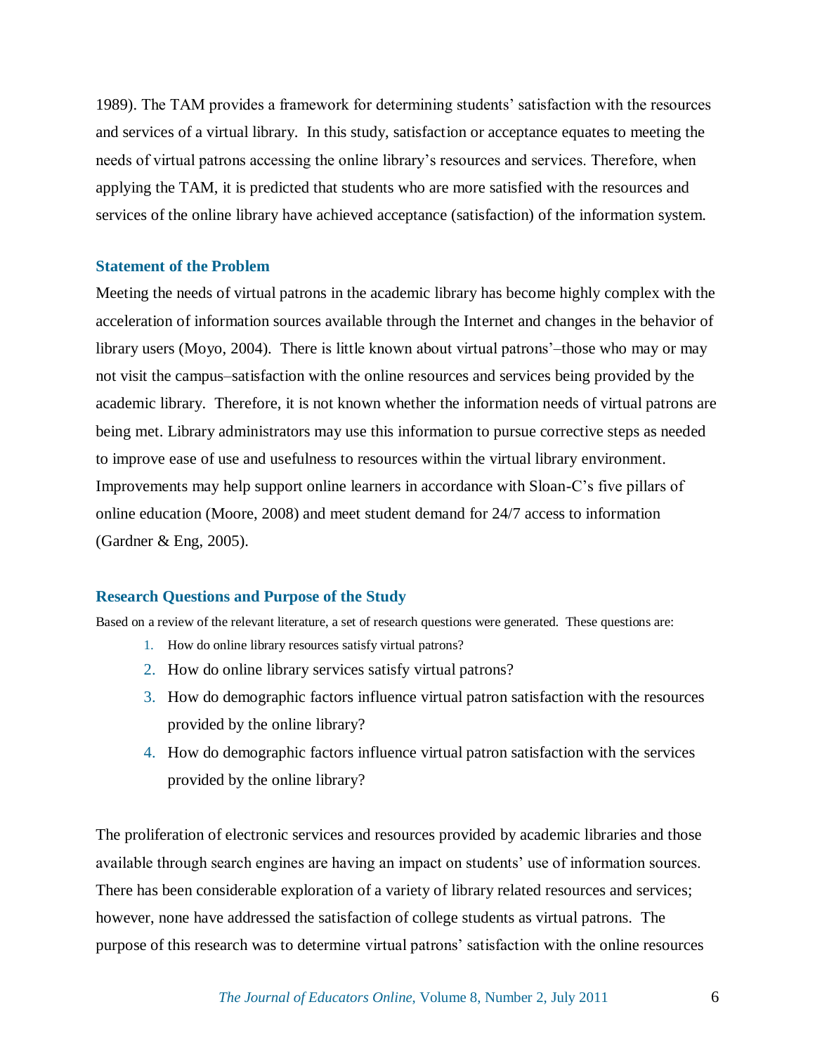1989). The TAM provides a framework for determining students' satisfaction with the resources and services of a virtual library. In this study, satisfaction or acceptance equates to meeting the needs of virtual patrons accessing the online library's resources and services. Therefore, when applying the TAM, it is predicted that students who are more satisfied with the resources and services of the online library have achieved acceptance (satisfaction) of the information system.

## Statement of the Problem

Meeting the needs of virtual patrons in the academic library has become highly complex with the acceleration of information sources available through the Internet and changes in the behavior of library users (Moyo, 2004). There is little known about virtual patrons'–those who may or may not visit the campus–satisfaction with the online resources and services being provided by the academic library. Therefore, it is not known whether the information needs of virtual patrons are being met. Library administrators may use this information to pursue corrective steps as needed to improve ease of use and usefulness to resources within the virtual library environment. Improvements may help support online learners in accordance with Sloan-C's five pillars of online education (Moore, 2008) and meet student demand for 24/7 access to information (Gardner & Eng, 2005).

## Research Questions and Purpose of the Study

Based on a review of the relevant literature, a set of research questions were generated. These questions are:

1. How do online library resources satisfy virtual patrons?
2. How do online library services satisfy virtual patrons?
3. How do demographic factors influence virtual patron satisfaction with the resources provided by the online library?
4. How do demographic factors influence virtual patron satisfaction with the services provided by the online library?

The proliferation of electronic services and resources provided by academic libraries and those available through search engines are having an impact on students' use of information sources. There has been considerable exploration of a variety of library related resources and services; however, none have addressed the satisfaction of college students as virtual patrons. The purpose of this research was to determine virtual patrons' satisfaction with the online resources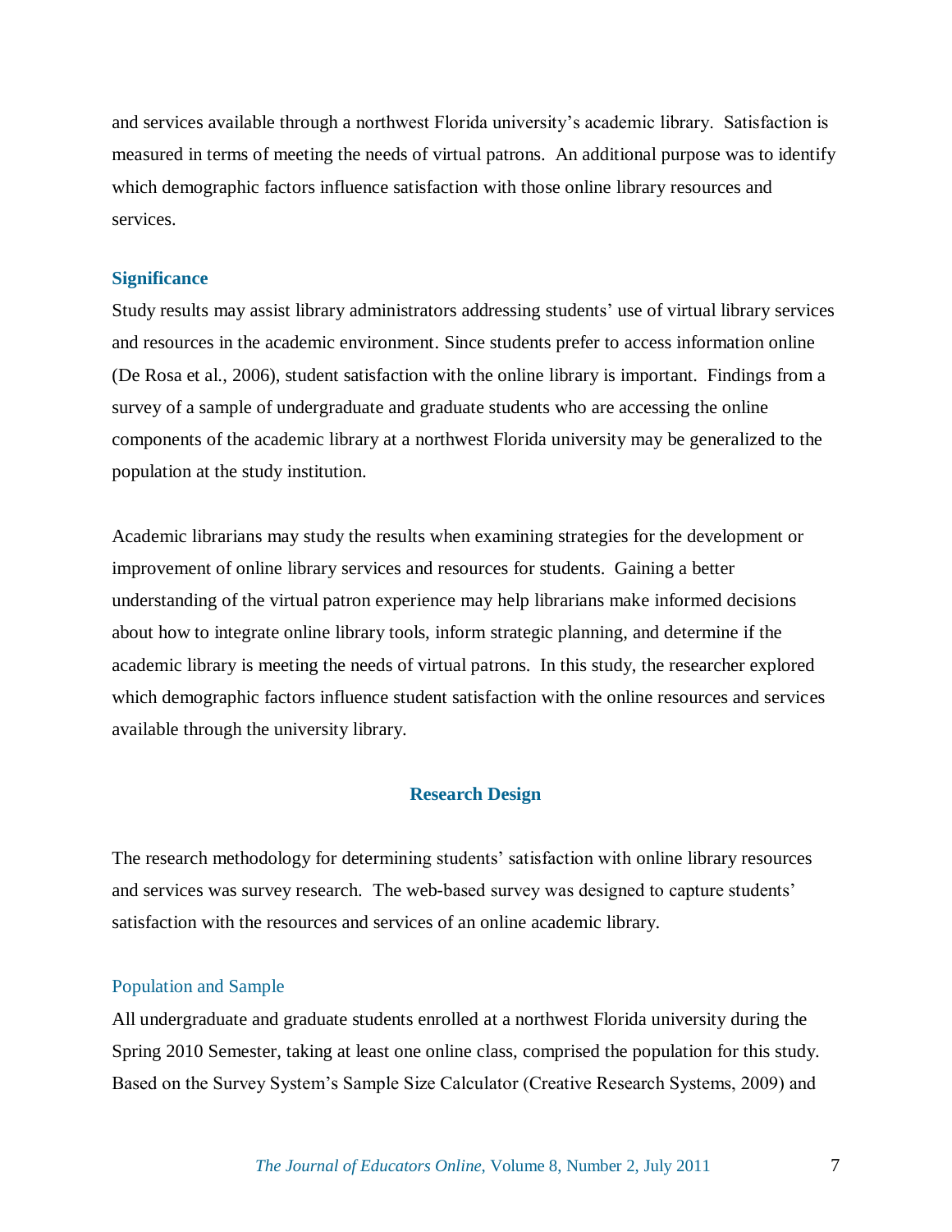and services available through a northwest Florida university's academic library. Satisfaction is measured in terms of meeting the needs of virtual patrons. An additional purpose was to identify which demographic factors influence satisfaction with those online library resources and services.

### Significance

Study results may assist library administrators addressing students' use of virtual library services and resources in the academic environment. Since students prefer to access information online (De Rosa et al., 2006), student satisfaction with the online library is important. Findings from a survey of a sample of undergraduate and graduate students who are accessing the online components of the academic library at a northwest Florida university may be generalized to the population at the study institution.

Academic librarians may study the results when examining strategies for the development or improvement of online library services and resources for students. Gaining a better understanding of the virtual patron experience may help librarians make informed decisions about how to integrate online library tools, inform strategic planning, and determine if the academic library is meeting the needs of virtual patrons. In this study, the researcher explored which demographic factors influence student satisfaction with the online resources and services available through the university library.

## Research Design

The research methodology for determining students' satisfaction with online library resources and services was survey research. The web-based survey was designed to capture students' satisfaction with the resources and services of an online academic library.

### Population and Sample

All undergraduate and graduate students enrolled at a northwest Florida university during the Spring 2010 Semester, taking at least one online class, comprised the population for this study. Based on the Survey System's Sample Size Calculator (Creative Research Systems, 2009) and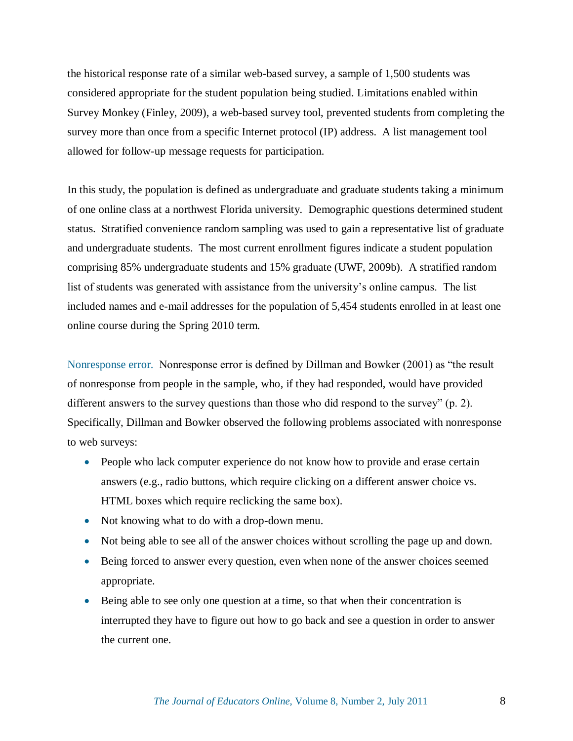the historical response rate of a similar web-based survey, a sample of 1,500 students was considered appropriate for the student population being studied. Limitations enabled within Survey Monkey (Finley, 2009), a web-based survey tool, prevented students from completing the survey more than once from a specific Internet protocol (IP) address. A list management tool allowed for follow-up message requests for participation.

In this study, the population is defined as undergraduate and graduate students taking a minimum of one online class at a northwest Florida university. Demographic questions determined student status. Stratified convenience random sampling was used to gain a representative list of graduate and undergraduate students. The most current enrollment figures indicate a student population comprising 85% undergraduate students and 15% graduate (UWF, 2009b). A stratified random list of students was generated with assistance from the university's online campus. The list included names and e-mail addresses for the population of 5,454 students enrolled in at least one online course during the Spring 2010 term.

Nonresponse error. Nonresponse error is defined by Dillman and Bowker (2001) as "the result of nonresponse from people in the sample, who, if they had responded, would have provided different answers to the survey questions than those who did respond to the survey" (p. 2). Specifically, Dillman and Bowker observed the following problems associated with nonresponse to web surveys:

- People who lack computer experience do not know how to provide and erase certain answers (e.g., radio buttons, which require clicking on a different answer choice vs. HTML boxes which require reclicking the same box).
- Not knowing what to do with a drop-down menu.
- Not being able to see all of the answer choices without scrolling the page up and down.
- Being forced to answer every question, even when none of the answer choices seemed appropriate.
- Being able to see only one question at a time, so that when their concentration is interrupted they have to figure out how to go back and see a question in order to answer the current one.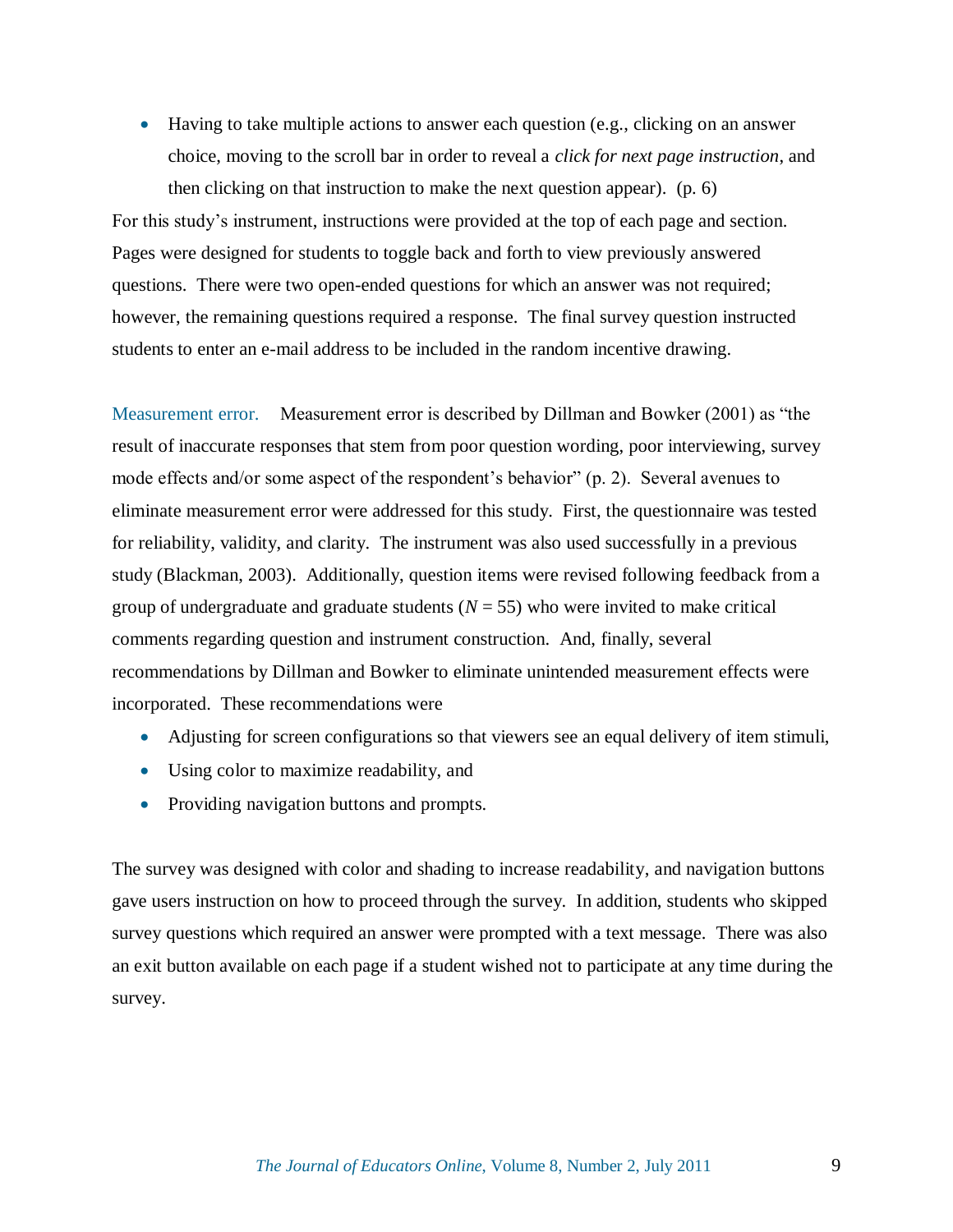- Having to take multiple actions to answer each question (e.g., clicking on an answer choice, moving to the scroll bar in order to reveal a *click for next page instruction*, and then clicking on that instruction to make the next question appear). (p. 6)

For this study's instrument, instructions were provided at the top of each page and section. Pages were designed for students to toggle back and forth to view previously answered questions. There were two open-ended questions for which an answer was not required; however, the remaining questions required a response. The final survey question instructed students to enter an e-mail address to be included in the random incentive drawing.

Measurement error. Measurement error is described by Dillman and Bowker (2001) as "the result of inaccurate responses that stem from poor question wording, poor interviewing, survey mode effects and/or some aspect of the respondent's behavior" (p. 2). Several avenues to eliminate measurement error were addressed for this study. First, the questionnaire was tested for reliability, validity, and clarity. The instrument was also used successfully in a previous study (Blackman, 2003). Additionally, question items were revised following feedback from a group of undergraduate and graduate students ($N = 55$) who were invited to make critical comments regarding question and instrument construction. And, finally, several recommendations by Dillman and Bowker to eliminate unintended measurement effects were incorporated. These recommendations were

- Adjusting for screen configurations so that viewers see an equal delivery of item stimuli,
- Using color to maximize readability, and
- Providing navigation buttons and prompts.

The survey was designed with color and shading to increase readability, and navigation buttons gave users instruction on how to proceed through the survey. In addition, students who skipped survey questions which required an answer were prompted with a text message. There was also an exit button available on each page if a student wished not to participate at any time during the survey.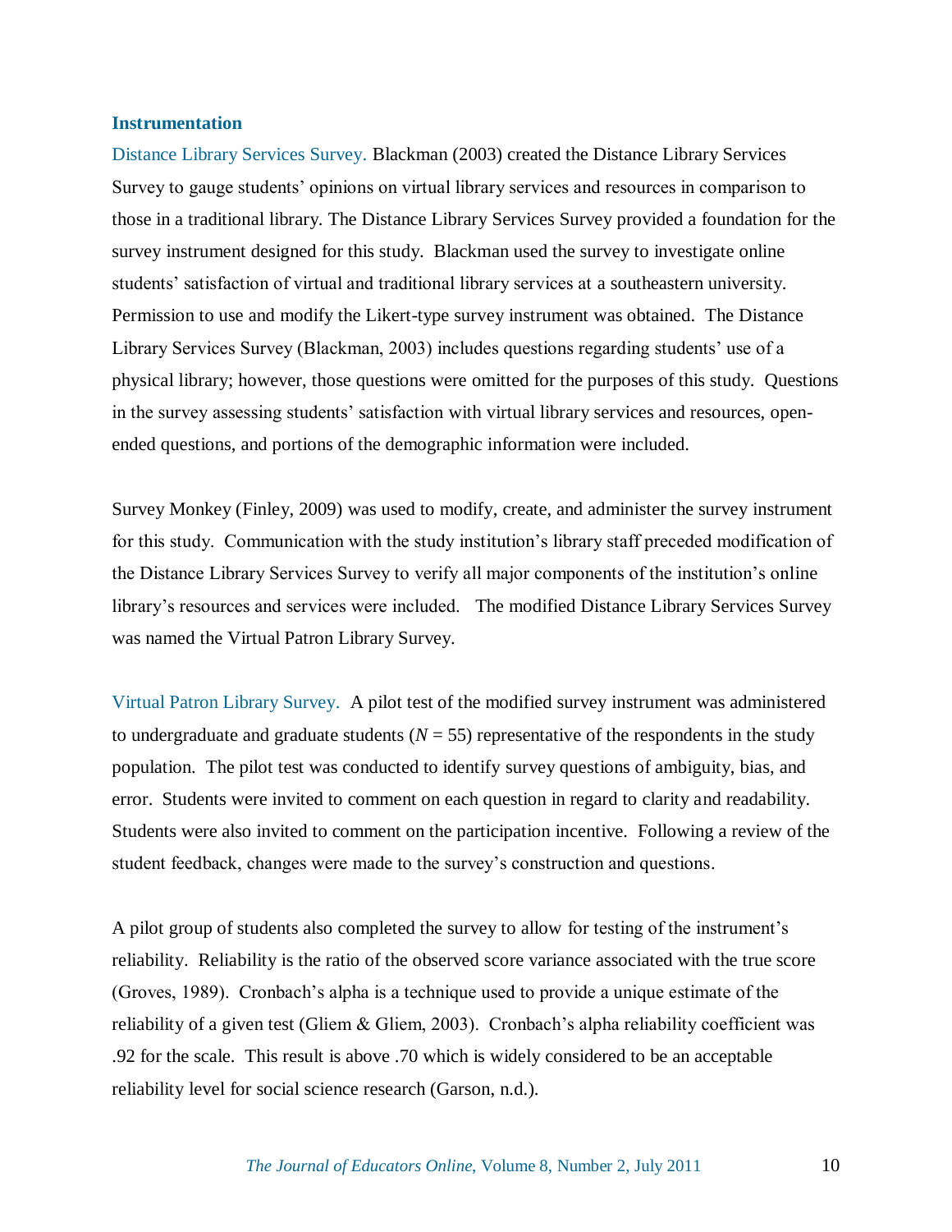## Instrumentation

Distance Library Services Survey. Blackman (2003) created the Distance Library Services Survey to gauge students' opinions on virtual library services and resources in comparison to those in a traditional library. The Distance Library Services Survey provided a foundation for the survey instrument designed for this study. Blackman used the survey to investigate online students' satisfaction of virtual and traditional library services at a southeastern university. Permission to use and modify the Likert-type survey instrument was obtained. The Distance Library Services Survey (Blackman, 2003) includes questions regarding students' use of a physical library; however, those questions were omitted for the purposes of this study. Questions in the survey assessing students' satisfaction with virtual library services and resources, open-ended questions, and portions of the demographic information were included.

Survey Monkey (Finley, 2009) was used to modify, create, and administer the survey instrument for this study. Communication with the study institution's library staff preceded modification of the Distance Library Services Survey to verify all major components of the institution's online library's resources and services were included. The modified Distance Library Services Survey was named the Virtual Patron Library Survey.

Virtual Patron Library Survey. A pilot test of the modified survey instrument was administered to undergraduate and graduate students ($N = 55$) representative of the respondents in the study population. The pilot test was conducted to identify survey questions of ambiguity, bias, and error. Students were invited to comment on each question in regard to clarity and readability. Students were also invited to comment on the participation incentive. Following a review of the student feedback, changes were made to the survey's construction and questions.

A pilot group of students also completed the survey to allow for testing of the instrument's reliability. Reliability is the ratio of the observed score variance associated with the true score (Groves, 1989). Cronbach's alpha is a technique used to provide a unique estimate of the reliability of a given test (Gliem & Gliem, 2003). Cronbach's alpha reliability coefficient was .92 for the scale. This result is above .70 which is widely considered to be an acceptable reliability level for social science research (Garson, n.d.).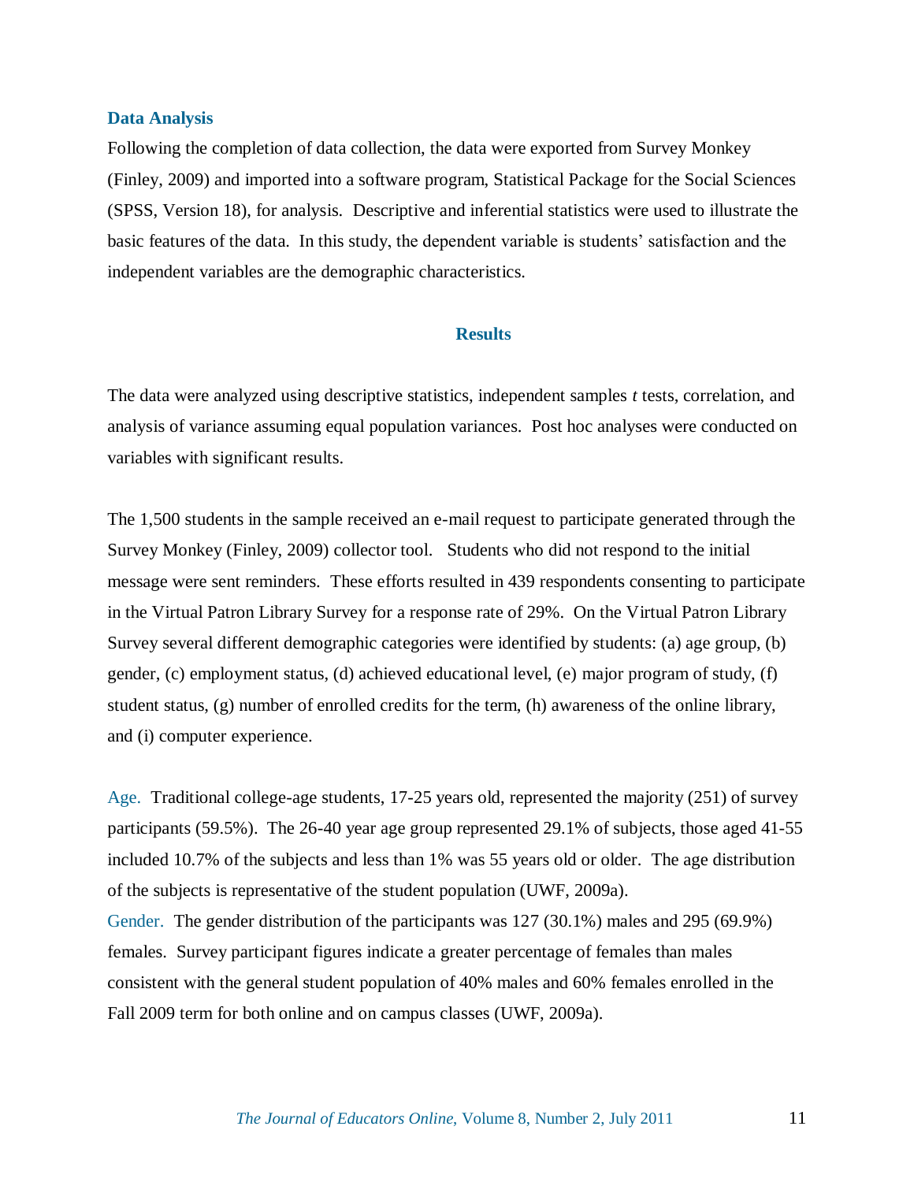### Data Analysis

Following the completion of data collection, the data were exported from Survey Monkey (Finley, 2009) and imported into a software program, Statistical Package for the Social Sciences (SPSS, Version 18), for analysis. Descriptive and inferential statistics were used to illustrate the basic features of the data. In this study, the dependent variable is students' satisfaction and the independent variables are the demographic characteristics.

## Results

The data were analyzed using descriptive statistics, independent samples *t* tests, correlation, and analysis of variance assuming equal population variances. Post hoc analyses were conducted on variables with significant results.

The 1,500 students in the sample received an e-mail request to participate generated through the Survey Monkey (Finley, 2009) collector tool. Students who did not respond to the initial message were sent reminders. These efforts resulted in 439 respondents consenting to participate in the Virtual Patron Library Survey for a response rate of 29%. On the Virtual Patron Library Survey several different demographic categories were identified by students: (a) age group, (b) gender, (c) employment status, (d) achieved educational level, (e) major program of study, (f) student status, (g) number of enrolled credits for the term, (h) awareness of the online library, and (i) computer experience.

Age. Traditional college-age students, 17-25 years old, represented the majority (251) of survey participants (59.5%). The 26-40 year age group represented 29.1% of subjects, those aged 41-55 included 10.7% of the subjects and less than 1% was 55 years old or older. The age distribution of the subjects is representative of the student population (UWF, 2009a).

Gender. The gender distribution of the participants was 127 (30.1%) males and 295 (69.9%) females. Survey participant figures indicate a greater percentage of females than males consistent with the general student population of 40% males and 60% females enrolled in the Fall 2009 term for both online and on campus classes (UWF, 2009a).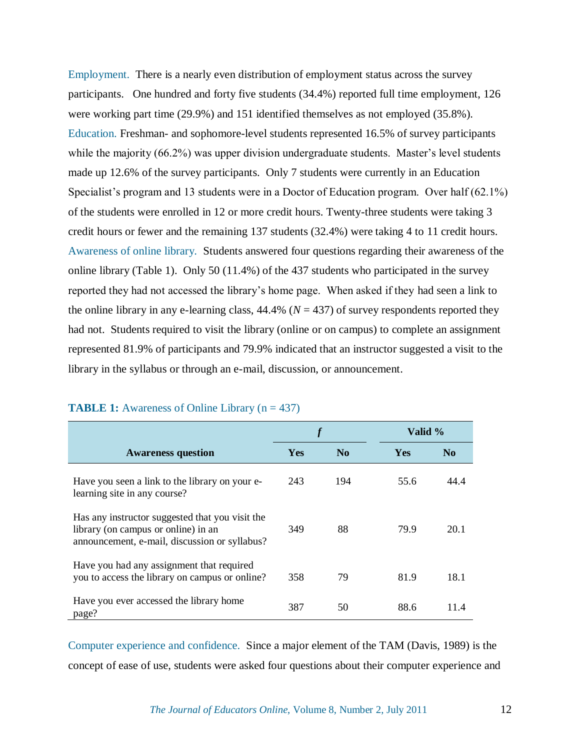Employment. There is a nearly even distribution of employment status across the survey participants. One hundred and forty five students (34.4%) reported full time employment, 126 were working part time (29.9%) and 151 identified themselves as not employed (35.8%).

Education. Freshman- and sophomore-level students represented 16.5% of survey participants while the majority (66.2%) was upper division undergraduate students. Master's level students made up 12.6% of the survey participants. Only 7 students were currently in an Education Specialist's program and 13 students were in a Doctor of Education program. Over half (62.1%) of the students were enrolled in 12 or more credit hours. Twenty-three students were taking 3 credit hours or fewer and the remaining 137 students (32.4%) were taking 4 to 11 credit hours.

Awareness of online library. Students answered four questions regarding their awareness of the online library (Table 1). Only 50 (11.4%) of the 437 students who participated in the survey reported they had not accessed the library's home page. When asked if they had seen a link to the online library in any e-learning class, 44.4% (*N* = 437) of survey respondents reported they had not. Students required to visit the library (online or on campus) to complete an assignment represented 81.9% of participants and 79.9% indicated that an instructor suggested a visit to the library in the syllabus or through an e-mail, discussion, or announcement.

**TABLE 1:** Awareness of Online Library (n = 437)

| Awareness question | *f* | | Valid % | |
|---|---|---|---|---|
| | Yes | No | Yes | No |
| Have you seen a link to the library on your e-learning site in any course? | 243 | 194 | 55.6 | 44.4 |
| Has any instructor suggested that you visit the library (on campus or online) in an announcement, e-mail, discussion or syllabus? | 349 | 88 | 79.9 | 20.1 |
| Have you had any assignment that required you to access the library on campus or online? | 358 | 79 | 81.9 | 18.1 |
| Have you ever accessed the library home page? | 387 | 50 | 88.6 | 11.4 |

Computer experience and confidence. Since a major element of the TAM (Davis, 1989) is the concept of ease of use, students were asked four questions about their computer experience and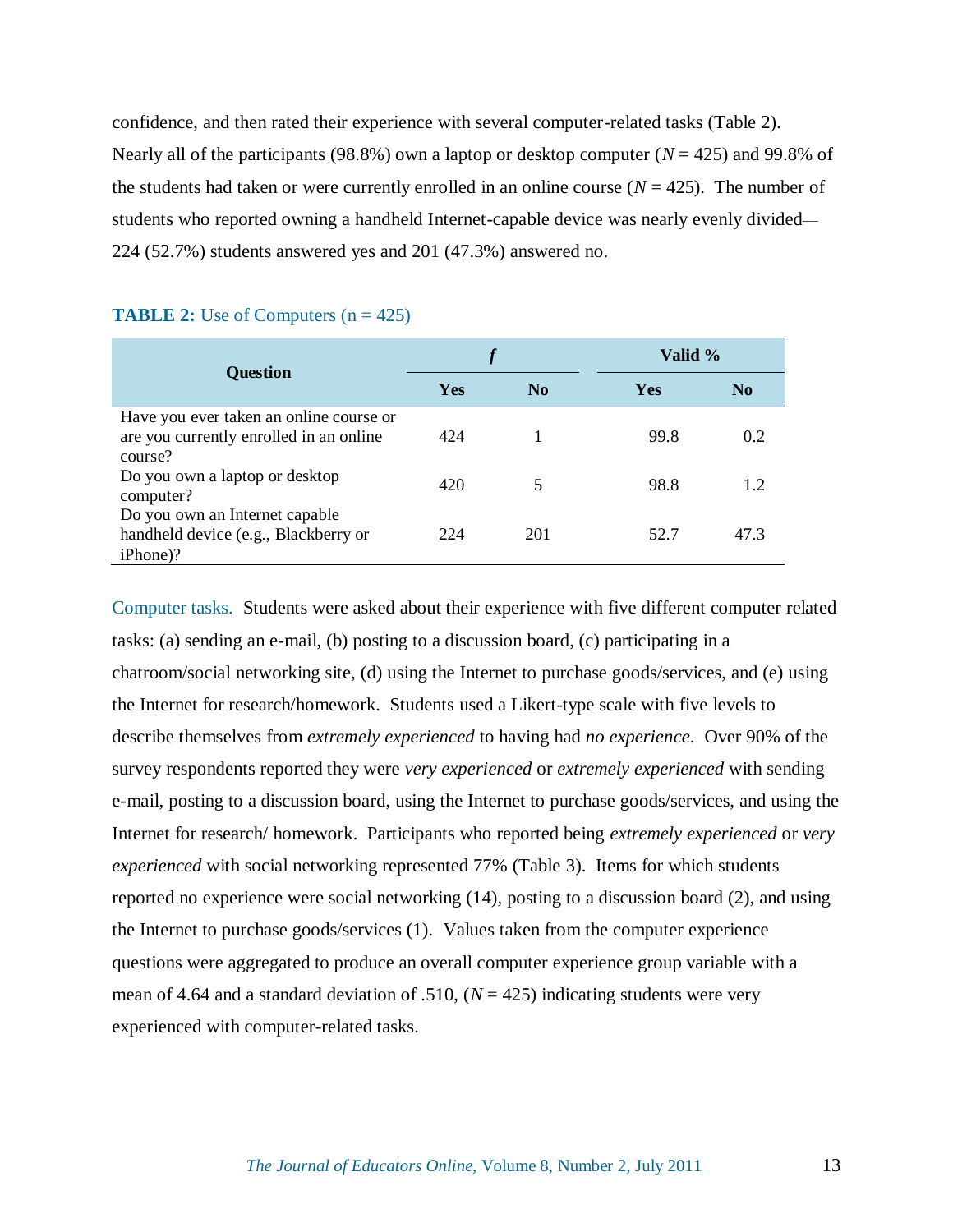confidence, and then rated their experience with several computer-related tasks (Table 2). Nearly all of the participants (98.8%) own a laptop or desktop computer ($N$ = 425) and 99.8% of the students had taken or were currently enrolled in an online course ($N$ = 425). The number of students who reported owning a handheld Internet-capable device was nearly evenly divided—224 (52.7%) students answered yes and 201 (47.3%) answered no.

**TABLE 2:** Use of Computers (n = 425)

| Question | *f* | | Valid % | |
|---|---|---|---|---|
| | Yes | No | Yes | No |
| Have you ever taken an online course or are you currently enrolled in an online course? | 424 | 1 | 99.8 | 0.2 |
| Do you own a laptop or desktop computer? | 420 | 5 | 98.8 | 1.2 |
| Do you own an Internet capable handheld device (e.g., Blackberry or iPhone)? | 224 | 201 | 52.7 | 47.3 |

Computer tasks. Students were asked about their experience with five different computer related tasks: (a) sending an e-mail, (b) posting to a discussion board, (c) participating in a chatroom/social networking site, (d) using the Internet to purchase goods/services, and (e) using the Internet for research/homework. Students used a Likert-type scale with five levels to describe themselves from *extremely experienced* to having had *no experience*. Over 90% of the survey respondents reported they were *very experienced* or *extremely experienced* with sending e-mail, posting to a discussion board, using the Internet to purchase goods/services, and using the Internet for research/ homework. Participants who reported being *extremely experienced* or *very experienced* with social networking represented 77% (Table 3). Items for which students reported no experience were social networking (14), posting to a discussion board (2), and using the Internet to purchase goods/services (1). Values taken from the computer experience questions were aggregated to produce an overall computer experience group variable with a mean of 4.64 and a standard deviation of .510, ($N$ = 425) indicating students were very experienced with computer-related tasks.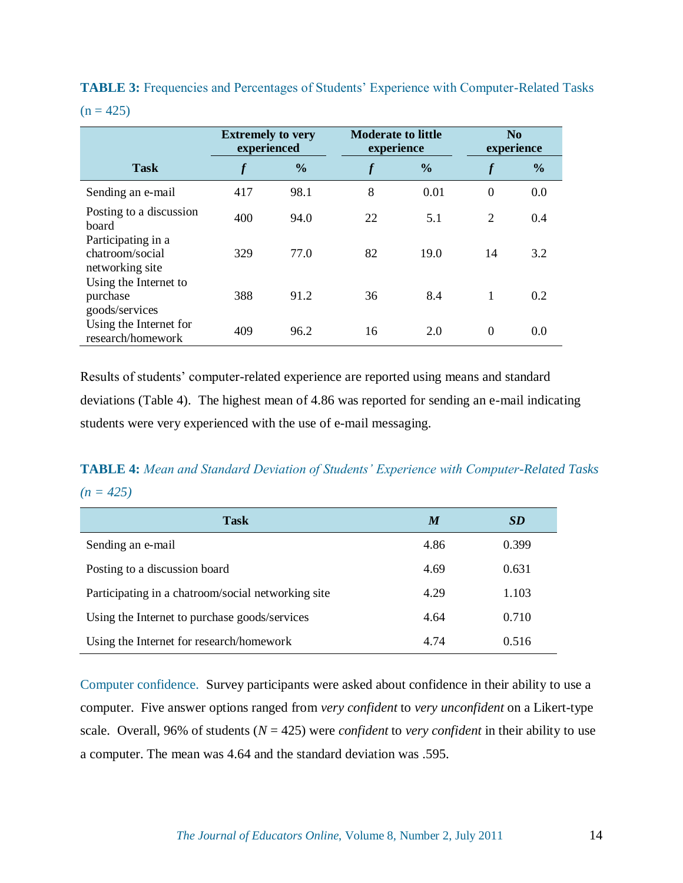**TABLE 3:** Frequencies and Percentages of Students' Experience with Computer-Related Tasks (n = 425)

| | Extremely to very experienced | | Moderate to little experience | | No experience | |
|---|---|---|---|---|---|---|
| **Task** | ***f*** | **%** | ***f*** | **%** | ***f*** | **%** |
| Sending an e-mail | 417 | 98.1 | 8 | 0.01 | 0 | 0.0 |
| Posting to a discussion board | 400 | 94.0 | 22 | 5.1 | 2 | 0.4 |
| Participating in a chatroom/social networking site | 329 | 77.0 | 82 | 19.0 | 14 | 3.2 |
| Using the Internet to purchase goods/services | 388 | 91.2 | 36 | 8.4 | 1 | 0.2 |
| Using the Internet for research/homework | 409 | 96.2 | 16 | 2.0 | 0 | 0.0 |

Results of students' computer-related experience are reported using means and standard deviations (Table 4). The highest mean of 4.86 was reported for sending an e-mail indicating students were very experienced with the use of e-mail messaging.

**TABLE 4:** *Mean and Standard Deviation of Students' Experience with Computer-Related Tasks (n = 425)*

| Task | *M* | *SD* |
|---|---|---|
| Sending an e-mail | 4.86 | 0.399 |
| Posting to a discussion board | 4.69 | 0.631 |
| Participating in a chatroom/social networking site | 4.29 | 1.103 |
| Using the Internet to purchase goods/services | 4.64 | 0.710 |
| Using the Internet for research/homework | 4.74 | 0.516 |

Computer confidence. Survey participants were asked about confidence in their ability to use a computer. Five answer options ranged from *very confident* to *very unconfident* on a Likert-type scale. Overall, 96% of students ($N = 425$) were *confident* to *very confident* in their ability to use a computer. The mean was 4.64 and the standard deviation was .595.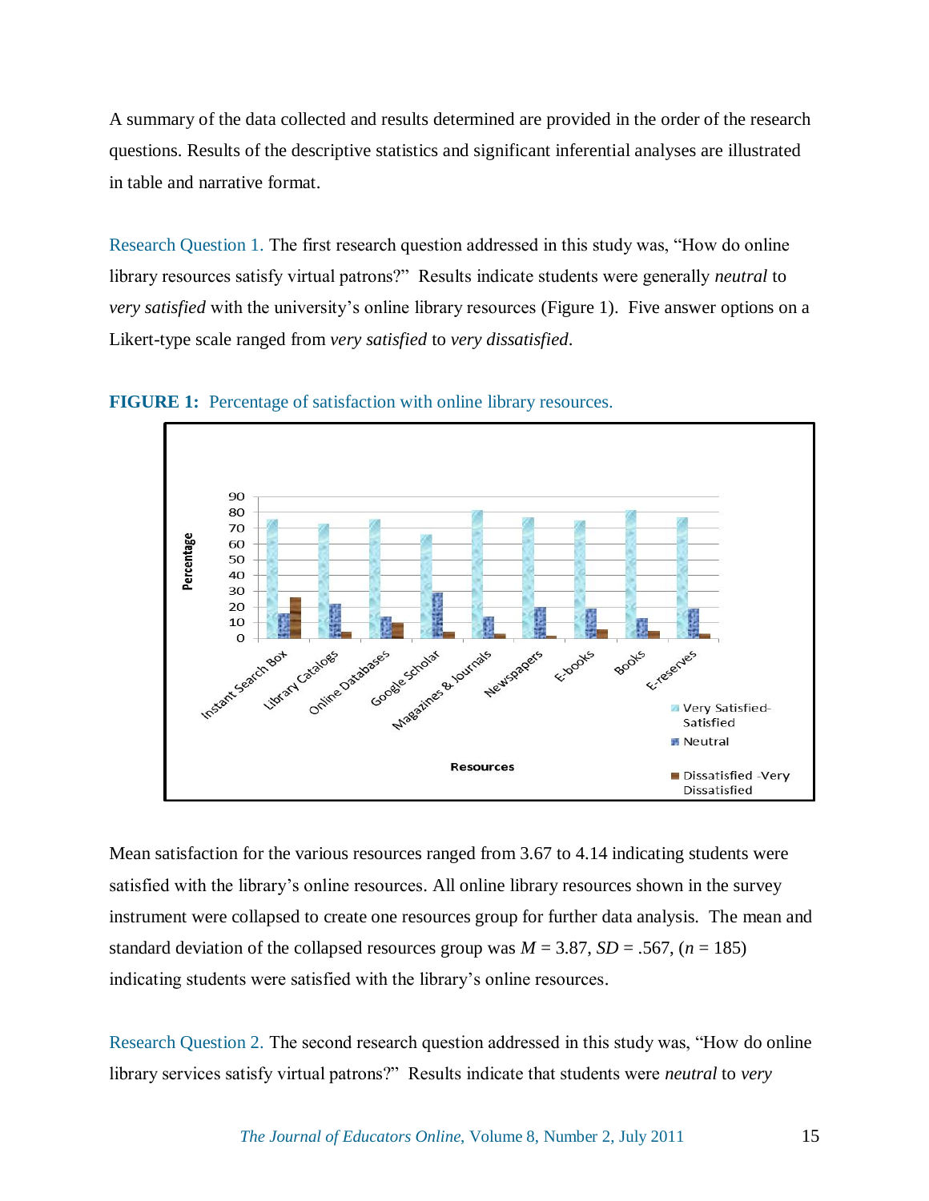A summary of the data collected and results determined are provided in the order of the research questions. Results of the descriptive statistics and significant inferential analyses are illustrated in table and narrative format.

Research Question 1. The first research question addressed in this study was, "How do online library resources satisfy virtual patrons?" Results indicate students were generally *neutral* to *very satisfied* with the university's online library resources (Figure 1). Five answer options on a Likert-type scale ranged from *very satisfied* to *very dissatisfied*.

**FIGURE 1:** Percentage of satisfaction with online library resources.

Mean satisfaction for the various resources ranged from 3.67 to 4.14 indicating students were satisfied with the library's online resources. All online library resources shown in the survey instrument were collapsed to create one resources group for further data analysis. The mean and standard deviation of the collapsed resources group was $M$ = 3.87, $SD$ = .567, ($n$ = 185) indicating students were satisfied with the library's online resources.

Research Question 2. The second research question addressed in this study was, "How do online library services satisfy virtual patrons?" Results indicate that students were *neutral* to *very*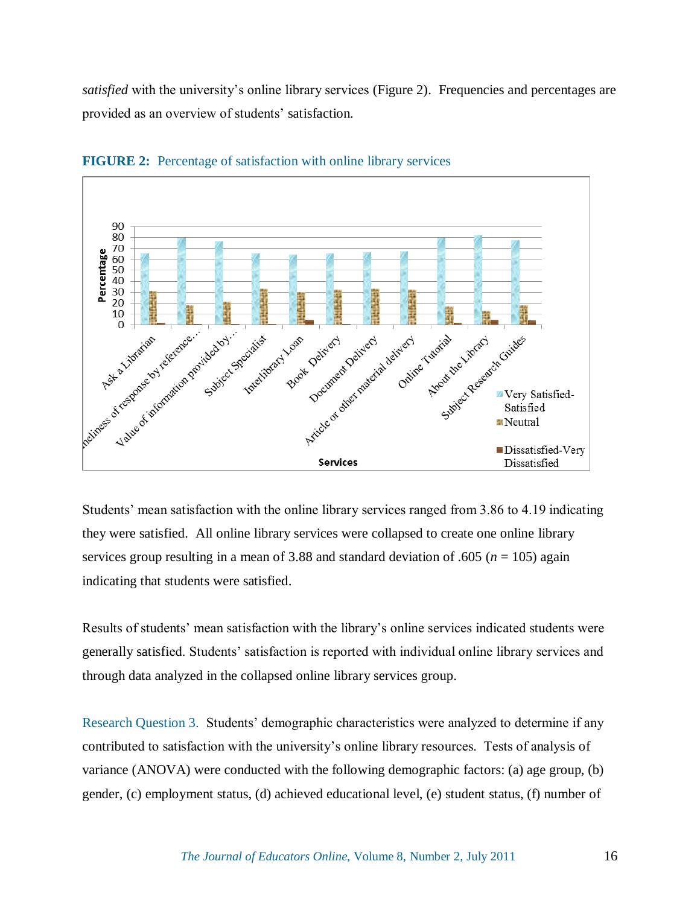*satisfied* with the university's online library services (Figure 2). Frequencies and percentages are provided as an overview of students' satisfaction.

**FIGURE 2:** Percentage of satisfaction with online library services

Students' mean satisfaction with the online library services ranged from 3.86 to 4.19 indicating they were satisfied. All online library services were collapsed to create one online library services group resulting in a mean of 3.88 and standard deviation of .605 ($n$ = 105) again indicating that students were satisfied.

Results of students' mean satisfaction with the library's online services indicated students were generally satisfied. Students' satisfaction is reported with individual online library services and through data analyzed in the collapsed online library services group.

Research Question 3. Students' demographic characteristics were analyzed to determine if any contributed to satisfaction with the university's online library resources. Tests of analysis of variance (ANOVA) were conducted with the following demographic factors: (a) age group, (b) gender, (c) employment status, (d) achieved educational level, (e) student status, (f) number of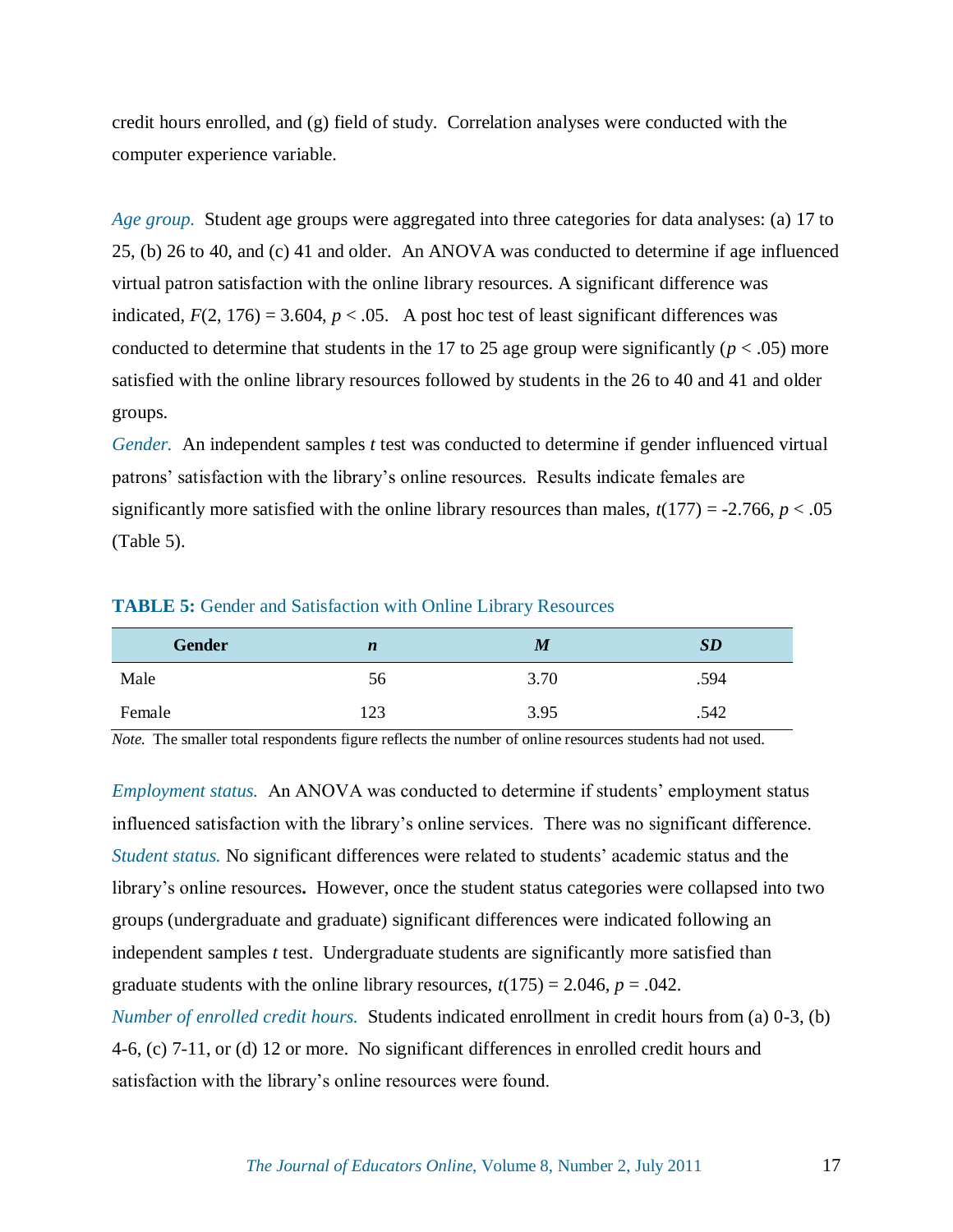credit hours enrolled, and (g) field of study. Correlation analyses were conducted with the computer experience variable.

*Age group.* Student age groups were aggregated into three categories for data analyses: (a) 17 to 25, (b) 26 to 40, and (c) 41 and older. An ANOVA was conducted to determine if age influenced virtual patron satisfaction with the online library resources. A significant difference was indicated, $F(2, 176) = 3.604$, $p < .05$. A post hoc test of least significant differences was conducted to determine that students in the 17 to 25 age group were significantly ($p < .05$) more satisfied with the online library resources followed by students in the 26 to 40 and 41 and older groups.

*Gender.* An independent samples *t* test was conducted to determine if gender influenced virtual patrons' satisfaction with the library's online resources. Results indicate females are significantly more satisfied with the online library resources than males, $t(177) = -2.766$, $p < .05$ (Table 5).

**TABLE 5:** Gender and Satisfaction with Online Library Resources

| Gender | *n* | *M* | *SD* |
|---|---|---|---|
| Male | 56 | 3.70 | .594 |
| Female | 123 | 3.95 | .542 |

*Note.* The smaller total respondents figure reflects the number of online resources students had not used.

*Employment status.* An ANOVA was conducted to determine if students' employment status influenced satisfaction with the library's online services. There was no significant difference.

*Student status.* No significant differences were related to students' academic status and the library's online resources**.** However, once the student status categories were collapsed into two groups (undergraduate and graduate) significant differences were indicated following an independent samples *t* test. Undergraduate students are significantly more satisfied than graduate students with the online library resources, $t(175) = 2.046$, $p = .042$.

*Number of enrolled credit hours.* Students indicated enrollment in credit hours from (a) 0-3, (b) 4-6, (c) 7-11, or (d) 12 or more. No significant differences in enrolled credit hours and satisfaction with the library's online resources were found.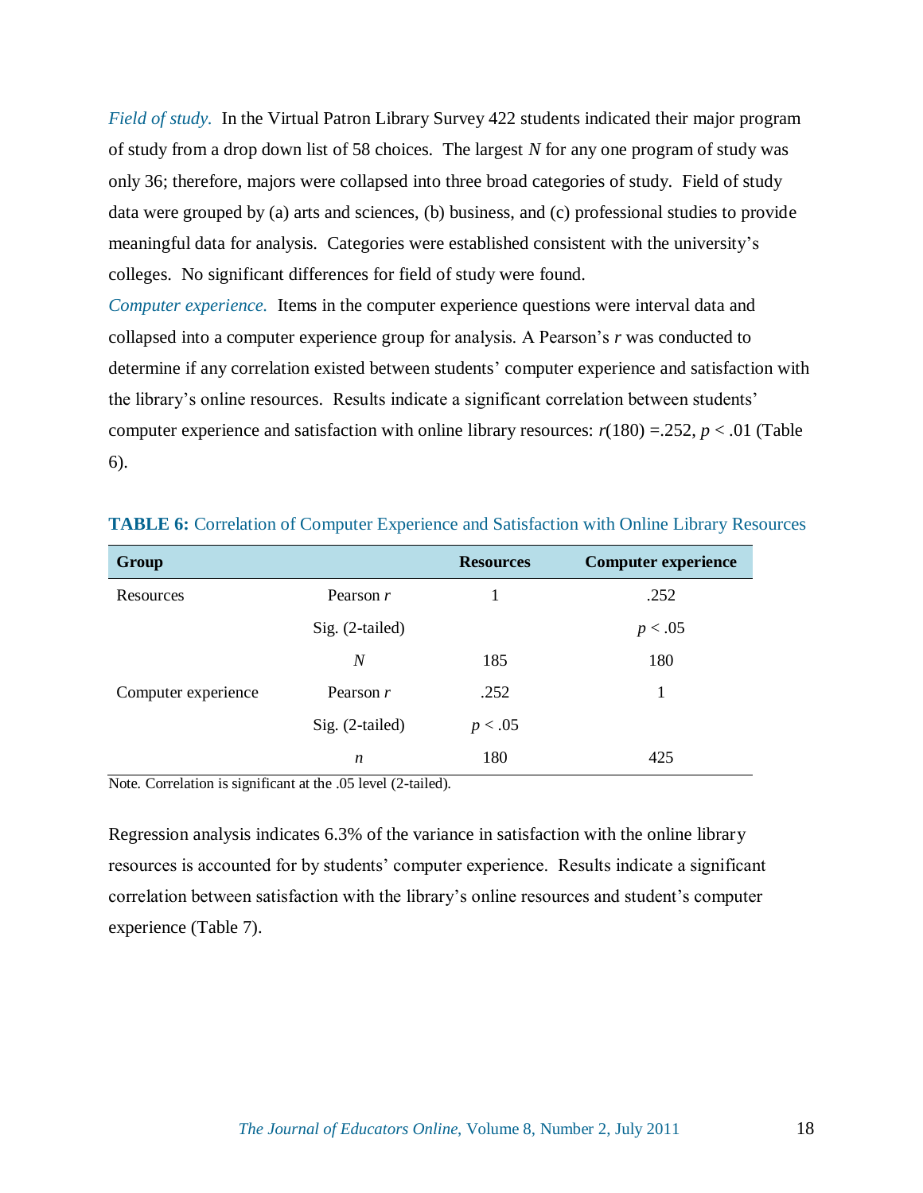*Field of study.* In the Virtual Patron Library Survey 422 students indicated their major program of study from a drop down list of 58 choices. The largest *N* for any one program of study was only 36; therefore, majors were collapsed into three broad categories of study. Field of study data were grouped by (a) arts and sciences, (b) business, and (c) professional studies to provide meaningful data for analysis. Categories were established consistent with the university's colleges. No significant differences for field of study were found.

*Computer experience.* Items in the computer experience questions were interval data and collapsed into a computer experience group for analysis. A Pearson's *r* was conducted to determine if any correlation existed between students' computer experience and satisfaction with the library's online resources. Results indicate a significant correlation between students' computer experience and satisfaction with online library resources: $r(180) = .252$, $p < .01$ (Table 6).

**TABLE 6:** Correlation of Computer Experience and Satisfaction with Online Library Resources

| Group | | Resources | Computer experience |
|---|---|---|---|
| Resources | Pearson *r* | 1 | .252 |
| | Sig. (2-tailed) | | $p < .05$ |
| | *N* | 185 | 180 |
| Computer experience | Pearson *r* | .252 | 1 |
| | Sig. (2-tailed) | $p < .05$ | |
| | *n* | 180 | 425 |

Note. Correlation is significant at the .05 level (2-tailed).

Regression analysis indicates 6.3% of the variance in satisfaction with the online library resources is accounted for by students' computer experience. Results indicate a significant correlation between satisfaction with the library's online resources and student's computer experience (Table 7).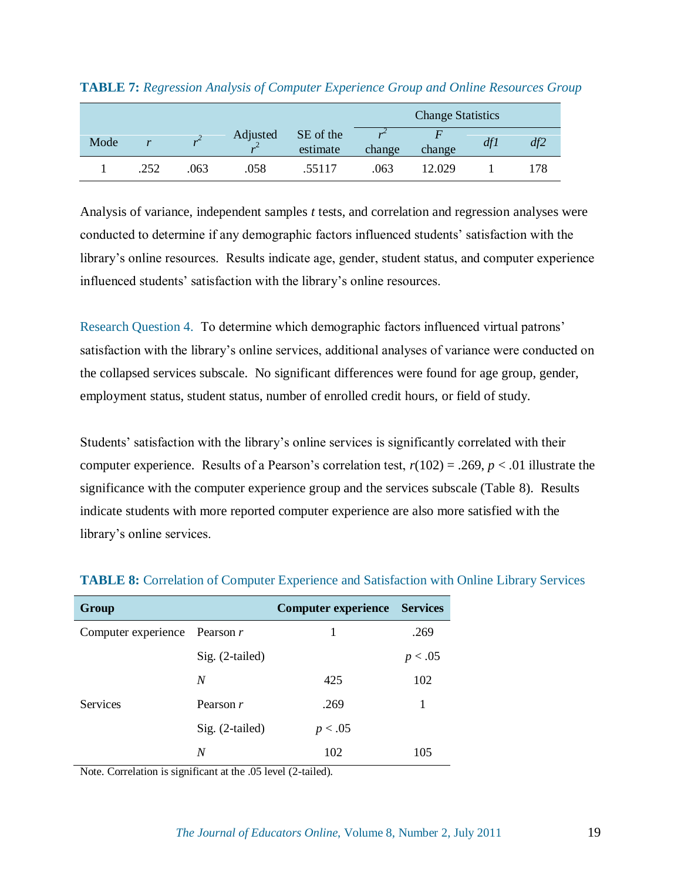**TABLE 7:** *Regression Analysis of Computer Experience Group and Online Resources Group*

| Mode | *r* | $r^2$ | Adjusted $r^2$ | SE of the estimate | Change Statistics | | | |
|---|---|---|---|---|---|---|---|---|
| | | | | | $r^2$ change | *F* change | *df1* | *df2* |
| 1 | .252 | .063 | .058 | .55117 | .063 | 12.029 | 1 | 178 |

Analysis of variance, independent samples *t* tests, and correlation and regression analyses were conducted to determine if any demographic factors influenced students' satisfaction with the library's online resources. Results indicate age, gender, student status, and computer experience influenced students' satisfaction with the library's online resources.

Research Question 4. To determine which demographic factors influenced virtual patrons' satisfaction with the library's online services, additional analyses of variance were conducted on the collapsed services subscale. No significant differences were found for age group, gender, employment status, student status, number of enrolled credit hours, or field of study.

Students' satisfaction with the library's online services is significantly correlated with their computer experience. Results of a Pearson's correlation test, $r(102) = .269$, $p < .01$ illustrate the significance with the computer experience group and the services subscale (Table 8). Results indicate students with more reported computer experience are also more satisfied with the library's online services.

**TABLE 8:** Correlation of Computer Experience and Satisfaction with Online Library Services

| Group | | Computer experience | Services |
|---|---|---|---|
| Computer experience | Pearson *r* | 1 | .269 |
| | Sig. (2-tailed) | | $p < .05$ |
| | *N* | 425 | 102 |
| Services | Pearson *r* | .269 | 1 |
| | Sig. (2-tailed) | $p < .05$ | |
| | *N* | 102 | 105 |

Note. Correlation is significant at the .05 level (2-tailed).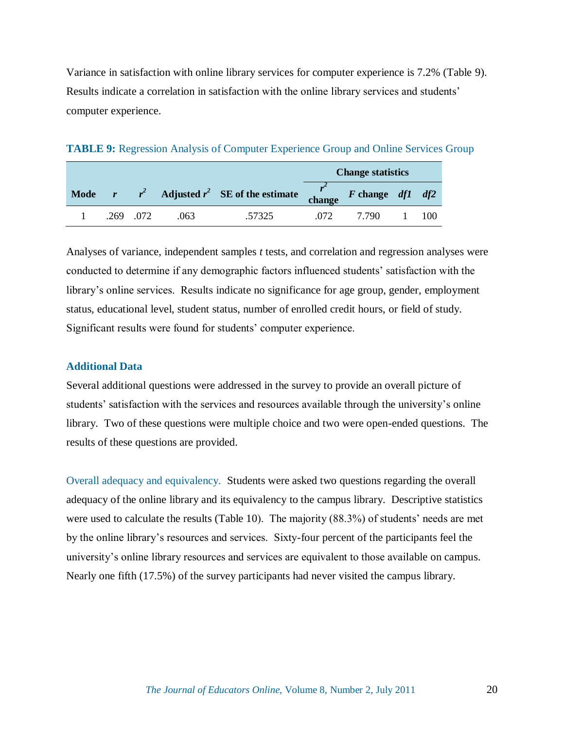Variance in satisfaction with online library services for computer experience is 7.2% (Table 9). Results indicate a correlation in satisfaction with the online library services and students' computer experience.

**TABLE 9:** Regression Analysis of Computer Experience Group and Online Services Group

| | | | | | Change statistics | | | |
|---|---|---|---|---|---|---|---|---|
| **Mode** | ***r*** | ***$r^2$*** | **Adjusted *$r^2$*** | **SE of the estimate** | ***$r^2$* change** | ***F* change** | ***df1*** | ***df2*** |
| 1 | .269 | .072 | .063 | .57325 | .072 | 7.790 | 1 | 100 |

Analyses of variance, independent samples *t* tests, and correlation and regression analyses were conducted to determine if any demographic factors influenced students' satisfaction with the library's online services. Results indicate no significance for age group, gender, employment status, educational level, student status, number of enrolled credit hours, or field of study. Significant results were found for students' computer experience.

### Additional Data

Several additional questions were addressed in the survey to provide an overall picture of students' satisfaction with the services and resources available through the university's online library. Two of these questions were multiple choice and two were open-ended questions. The results of these questions are provided.

Overall adequacy and equivalency. Students were asked two questions regarding the overall adequacy of the online library and its equivalency to the campus library. Descriptive statistics were used to calculate the results (Table 10). The majority (88.3%) of students' needs are met by the online library's resources and services. Sixty-four percent of the participants feel the university's online library resources and services are equivalent to those available on campus. Nearly one fifth (17.5%) of the survey participants had never visited the campus library.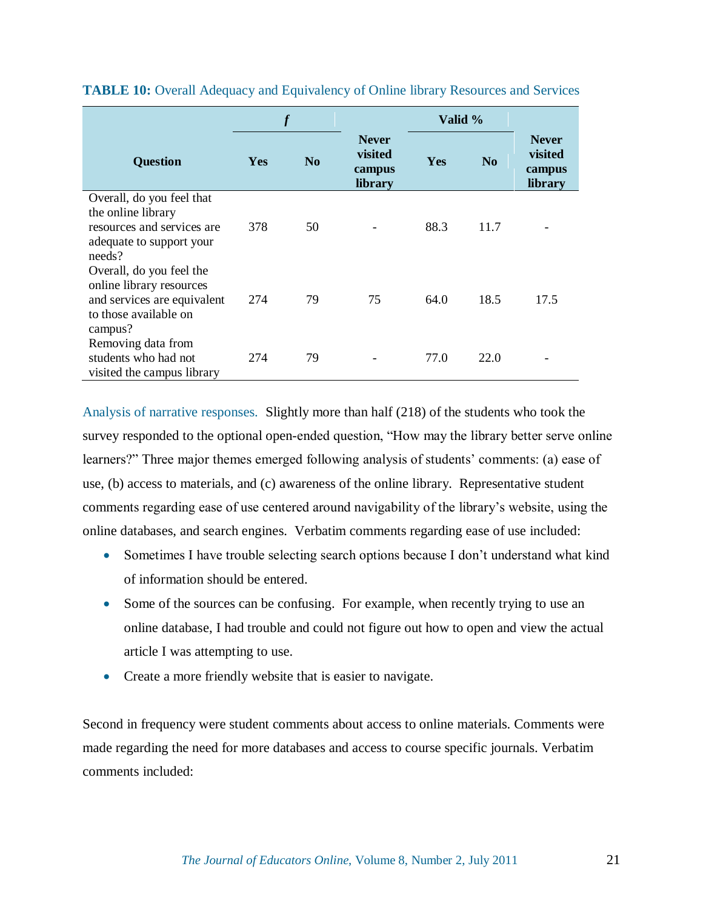**TABLE 10:** Overall Adequacy and Equivalency of Online library Resources and Services

| Question | *f* | | Never visited campus library | Valid % | | Never visited campus library |
|---|---|---|---|---|---|---|
| | Yes | No | | Yes | No | |
| Overall, do you feel that the online library resources and services are adequate to support your needs? | 378 | 50 | - | 88.3 | 11.7 | - |
| Overall, do you feel the online library resources and services are equivalent to those available on campus? | 274 | 79 | 75 | 64.0 | 18.5 | 17.5 |
| Removing data from students who had not visited the campus library | 274 | 79 | - | 77.0 | 22.0 | - |

Analysis of narrative responses. Slightly more than half (218) of the students who took the survey responded to the optional open-ended question, "How may the library better serve online learners?" Three major themes emerged following analysis of students' comments: (a) ease of use, (b) access to materials, and (c) awareness of the online library. Representative student comments regarding ease of use centered around navigability of the library's website, using the online databases, and search engines. Verbatim comments regarding ease of use included:

- Sometimes I have trouble selecting search options because I don't understand what kind of information should be entered.
- Some of the sources can be confusing. For example, when recently trying to use an online database, I had trouble and could not figure out how to open and view the actual article I was attempting to use.
- Create a more friendly website that is easier to navigate.

Second in frequency were student comments about access to online materials. Comments were made regarding the need for more databases and access to course specific journals. Verbatim comments included: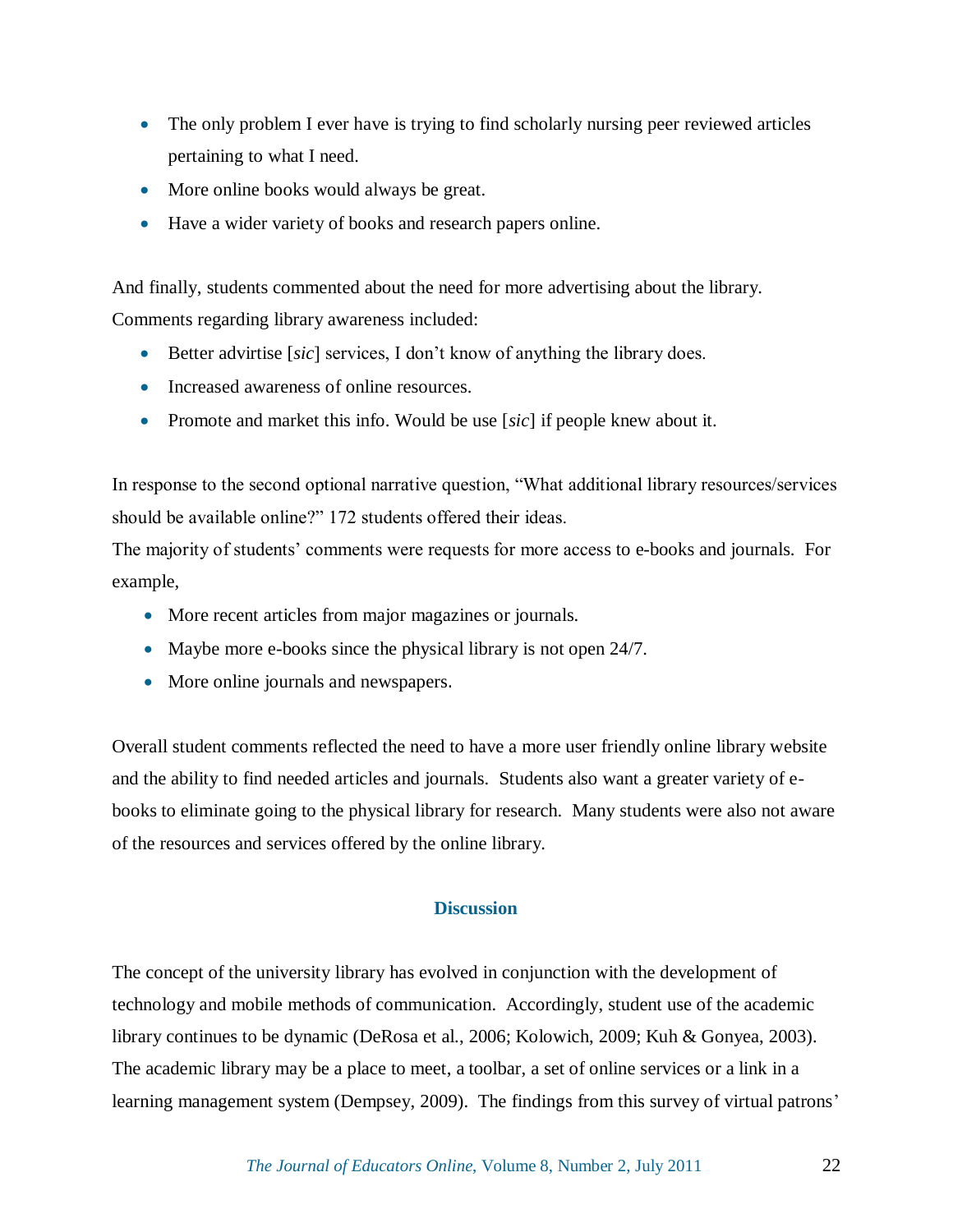- The only problem I ever have is trying to find scholarly nursing peer reviewed articles pertaining to what I need.
- More online books would always be great.
- Have a wider variety of books and research papers online.

And finally, students commented about the need for more advertising about the library. Comments regarding library awareness included:

- Better advirtise [*sic*] services, I don't know of anything the library does.
- Increased awareness of online resources.
- Promote and market this info. Would be use [*sic*] if people knew about it.

In response to the second optional narrative question, "What additional library resources/services should be available online?" 172 students offered their ideas.
The majority of students' comments were requests for more access to e-books and journals. For example,

- More recent articles from major magazines or journals.
- Maybe more e-books since the physical library is not open 24/7.
- More online journals and newspapers.

Overall student comments reflected the need to have a more user friendly online library website and the ability to find needed articles and journals. Students also want a greater variety of e-books to eliminate going to the physical library for research. Many students were also not aware of the resources and services offered by the online library.

## Discussion

The concept of the university library has evolved in conjunction with the development of technology and mobile methods of communication. Accordingly, student use of the academic library continues to be dynamic (DeRosa et al., 2006; Kolowich, 2009; Kuh & Gonyea, 2003). The academic library may be a place to meet, a toolbar, a set of online services or a link in a learning management system (Dempsey, 2009). The findings from this survey of virtual patrons'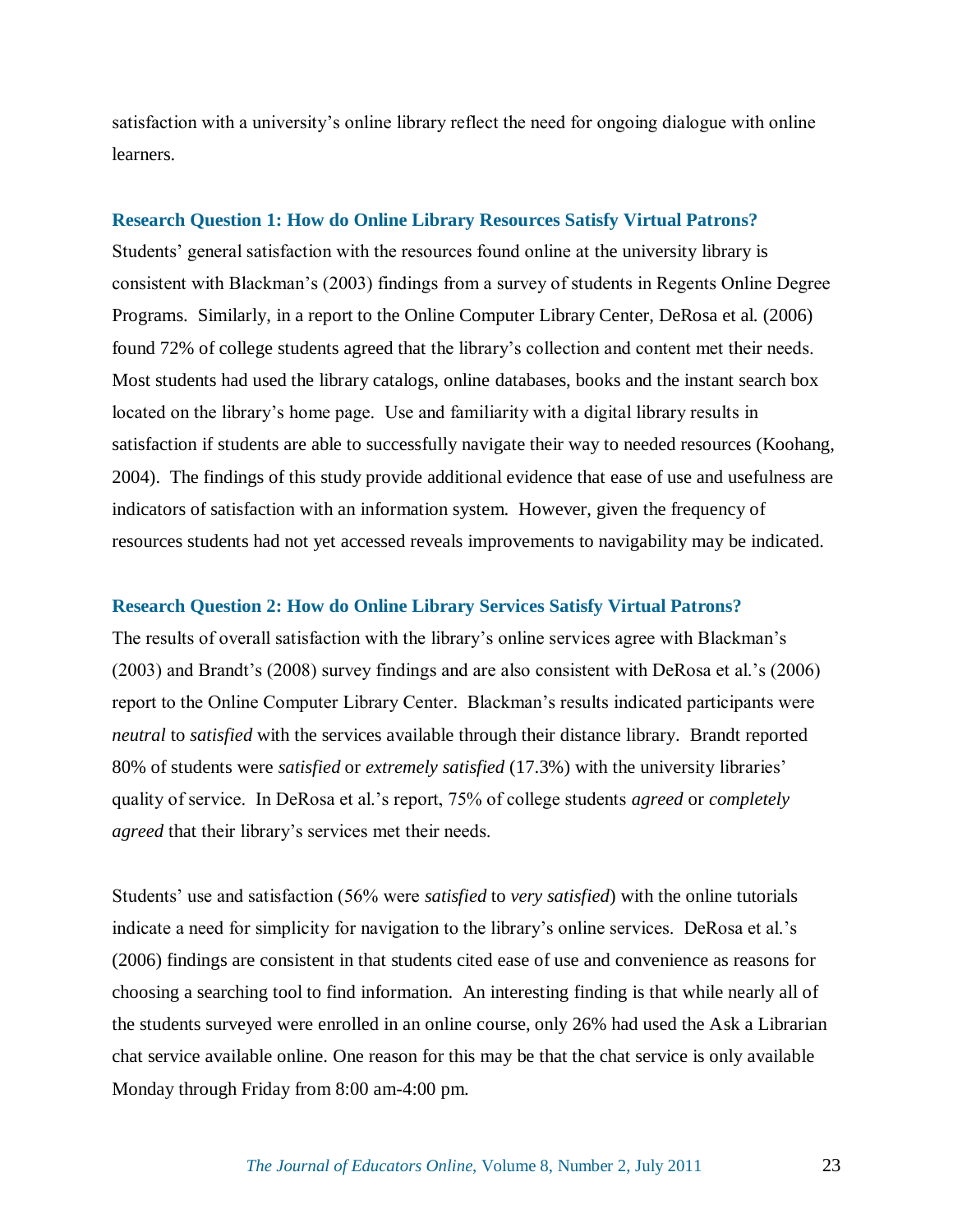satisfaction with a university's online library reflect the need for ongoing dialogue with online learners.

### Research Question 1: How do Online Library Resources Satisfy Virtual Patrons?

Students' general satisfaction with the resources found online at the university library is consistent with Blackman's (2003) findings from a survey of students in Regents Online Degree Programs. Similarly, in a report to the Online Computer Library Center, DeRosa et al. (2006) found 72% of college students agreed that the library's collection and content met their needs. Most students had used the library catalogs, online databases, books and the instant search box located on the library's home page. Use and familiarity with a digital library results in satisfaction if students are able to successfully navigate their way to needed resources (Koohang, 2004). The findings of this study provide additional evidence that ease of use and usefulness are indicators of satisfaction with an information system. However, given the frequency of resources students had not yet accessed reveals improvements to navigability may be indicated.

### Research Question 2: How do Online Library Services Satisfy Virtual Patrons?

The results of overall satisfaction with the library's online services agree with Blackman's (2003) and Brandt's (2008) survey findings and are also consistent with DeRosa et al.'s (2006) report to the Online Computer Library Center. Blackman's results indicated participants were *neutral* to *satisfied* with the services available through their distance library. Brandt reported 80% of students were *satisfied* or *extremely satisfied* (17.3%) with the university libraries' quality of service. In DeRosa et al.'s report, 75% of college students *agreed* or *completely agreed* that their library's services met their needs.

Students' use and satisfaction (56% were *satisfied* to *very satisfied*) with the online tutorials indicate a need for simplicity for navigation to the library's online services. DeRosa et al.'s (2006) findings are consistent in that students cited ease of use and convenience as reasons for choosing a searching tool to find information. An interesting finding is that while nearly all of the students surveyed were enrolled in an online course, only 26% had used the Ask a Librarian chat service available online. One reason for this may be that the chat service is only available Monday through Friday from 8:00 am-4:00 pm.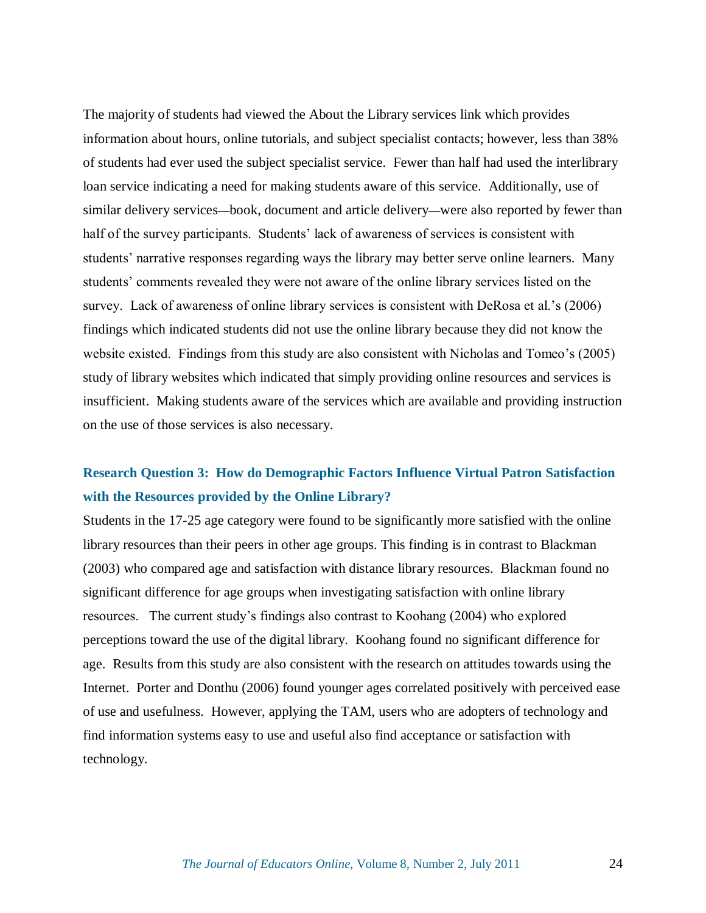The majority of students had viewed the About the Library services link which provides information about hours, online tutorials, and subject specialist contacts; however, less than 38% of students had ever used the subject specialist service. Fewer than half had used the interlibrary loan service indicating a need for making students aware of this service. Additionally, use of similar delivery services—book, document and article delivery—were also reported by fewer than half of the survey participants. Students' lack of awareness of services is consistent with students' narrative responses regarding ways the library may better serve online learners. Many students' comments revealed they were not aware of the online library services listed on the survey. Lack of awareness of online library services is consistent with DeRosa et al.'s (2006) findings which indicated students did not use the online library because they did not know the website existed. Findings from this study are also consistent with Nicholas and Tomeo's (2005) study of library websites which indicated that simply providing online resources and services is insufficient. Making students aware of the services which are available and providing instruction on the use of those services is also necessary.

### Research Question 3: How do Demographic Factors Influence Virtual Patron Satisfaction with the Resources provided by the Online Library?

Students in the 17-25 age category were found to be significantly more satisfied with the online library resources than their peers in other age groups. This finding is in contrast to Blackman (2003) who compared age and satisfaction with distance library resources. Blackman found no significant difference for age groups when investigating satisfaction with online library resources. The current study's findings also contrast to Koohang (2004) who explored perceptions toward the use of the digital library. Koohang found no significant difference for age. Results from this study are also consistent with the research on attitudes towards using the Internet. Porter and Donthu (2006) found younger ages correlated positively with perceived ease of use and usefulness. However, applying the TAM, users who are adopters of technology and find information systems easy to use and useful also find acceptance or satisfaction with technology.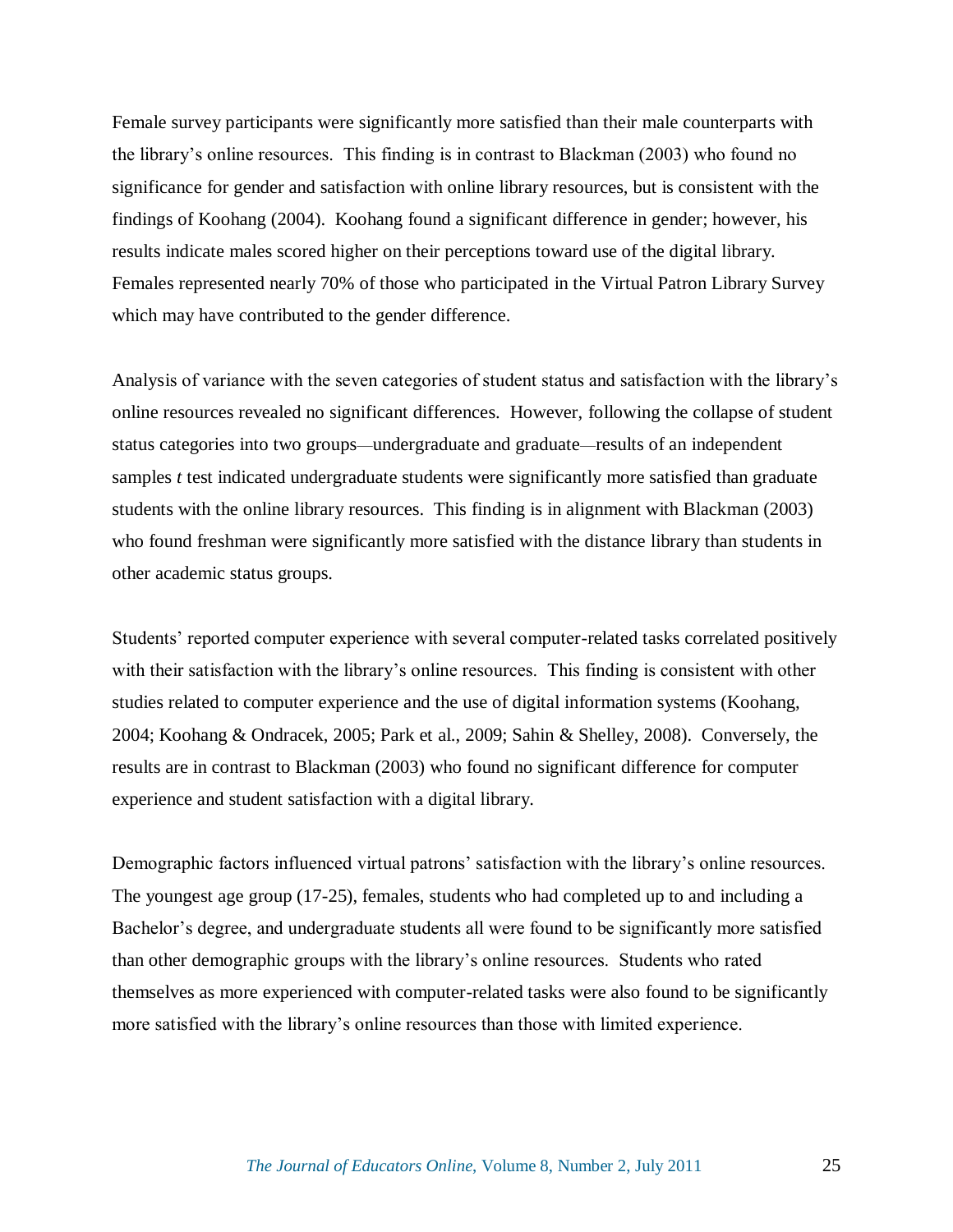Female survey participants were significantly more satisfied than their male counterparts with the library's online resources. This finding is in contrast to Blackman (2003) who found no significance for gender and satisfaction with online library resources, but is consistent with the findings of Koohang (2004). Koohang found a significant difference in gender; however, his results indicate males scored higher on their perceptions toward use of the digital library. Females represented nearly 70% of those who participated in the Virtual Patron Library Survey which may have contributed to the gender difference.

Analysis of variance with the seven categories of student status and satisfaction with the library's online resources revealed no significant differences. However, following the collapse of student status categories into two groups—undergraduate and graduate—results of an independent samples *t* test indicated undergraduate students were significantly more satisfied than graduate students with the online library resources. This finding is in alignment with Blackman (2003) who found freshman were significantly more satisfied with the distance library than students in other academic status groups.

Students' reported computer experience with several computer-related tasks correlated positively with their satisfaction with the library's online resources. This finding is consistent with other studies related to computer experience and the use of digital information systems (Koohang, 2004; Koohang & Ondracek, 2005; Park et al., 2009; Sahin & Shelley, 2008). Conversely, the results are in contrast to Blackman (2003) who found no significant difference for computer experience and student satisfaction with a digital library.

Demographic factors influenced virtual patrons' satisfaction with the library's online resources. The youngest age group (17-25), females, students who had completed up to and including a Bachelor's degree, and undergraduate students all were found to be significantly more satisfied than other demographic groups with the library's online resources. Students who rated themselves as more experienced with computer-related tasks were also found to be significantly more satisfied with the library's online resources than those with limited experience.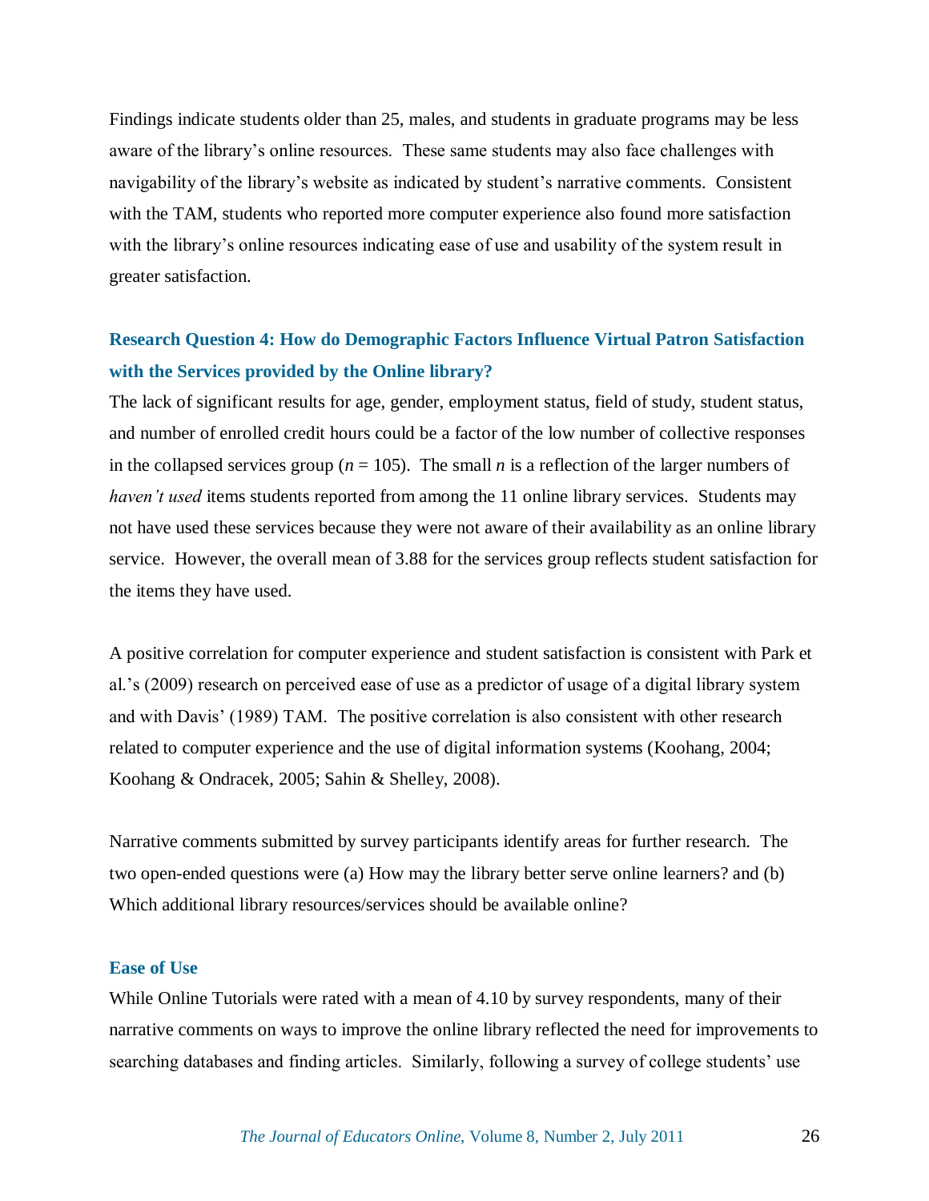Findings indicate students older than 25, males, and students in graduate programs may be less aware of the library's online resources. These same students may also face challenges with navigability of the library's website as indicated by student's narrative comments. Consistent with the TAM, students who reported more computer experience also found more satisfaction with the library's online resources indicating ease of use and usability of the system result in greater satisfaction.

## Research Question 4: How do Demographic Factors Influence Virtual Patron Satisfaction with the Services provided by the Online library?

The lack of significant results for age, gender, employment status, field of study, student status, and number of enrolled credit hours could be a factor of the low number of collective responses in the collapsed services group ($n = 105$). The small $n$ is a reflection of the larger numbers of *haven't used* items students reported from among the 11 online library services. Students may not have used these services because they were not aware of their availability as an online library service. However, the overall mean of 3.88 for the services group reflects student satisfaction for the items they have used.

A positive correlation for computer experience and student satisfaction is consistent with Park et al.'s (2009) research on perceived ease of use as a predictor of usage of a digital library system and with Davis' (1989) TAM. The positive correlation is also consistent with other research related to computer experience and the use of digital information systems (Koohang, 2004; Koohang & Ondracek, 2005; Sahin & Shelley, 2008).

Narrative comments submitted by survey participants identify areas for further research. The two open-ended questions were (a) How may the library better serve online learners? and (b) Which additional library resources/services should be available online?

### Ease of Use

While Online Tutorials were rated with a mean of 4.10 by survey respondents, many of their narrative comments on ways to improve the online library reflected the need for improvements to searching databases and finding articles. Similarly, following a survey of college students' use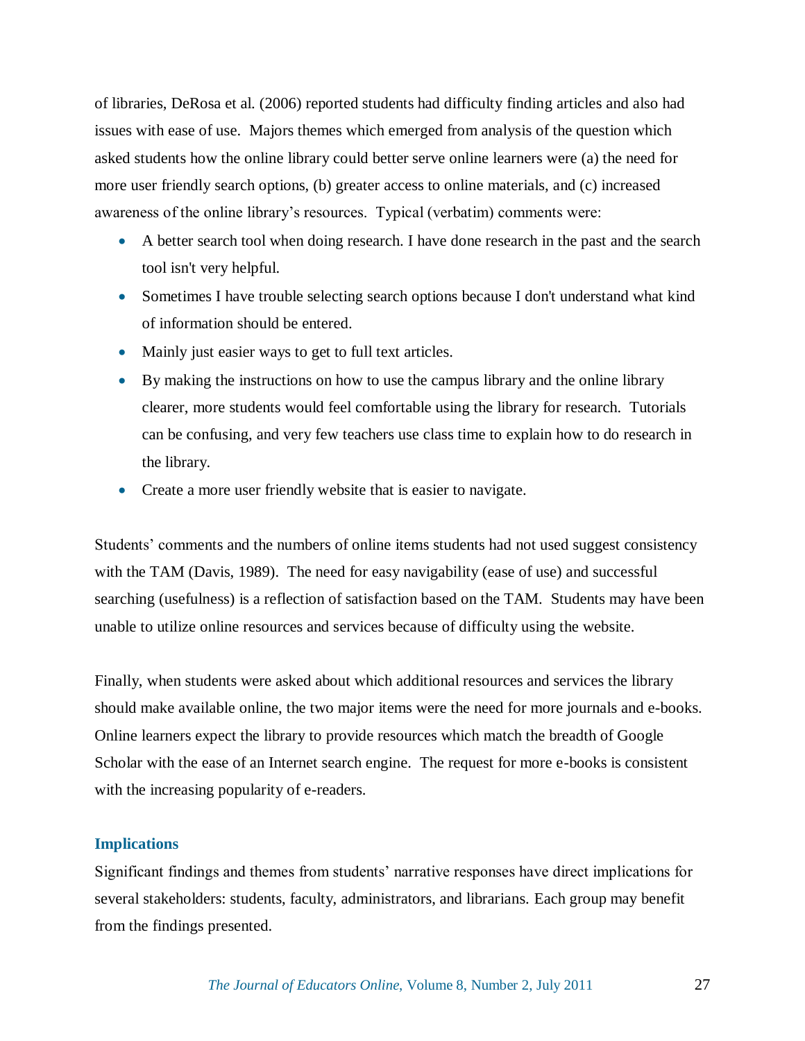of libraries, DeRosa et al. (2006) reported students had difficulty finding articles and also had issues with ease of use. Majors themes which emerged from analysis of the question which asked students how the online library could better serve online learners were (a) the need for more user friendly search options, (b) greater access to online materials, and (c) increased awareness of the online library's resources. Typical (verbatim) comments were:

- A better search tool when doing research. I have done research in the past and the search tool isn't very helpful.
- Sometimes I have trouble selecting search options because I don't understand what kind of information should be entered.
- Mainly just easier ways to get to full text articles.
- By making the instructions on how to use the campus library and the online library clearer, more students would feel comfortable using the library for research. Tutorials can be confusing, and very few teachers use class time to explain how to do research in the library.
- Create a more user friendly website that is easier to navigate.

Students' comments and the numbers of online items students had not used suggest consistency with the TAM (Davis, 1989). The need for easy navigability (ease of use) and successful searching (usefulness) is a reflection of satisfaction based on the TAM. Students may have been unable to utilize online resources and services because of difficulty using the website.

Finally, when students were asked about which additional resources and services the library should make available online, the two major items were the need for more journals and e-books. Online learners expect the library to provide resources which match the breadth of Google Scholar with the ease of an Internet search engine. The request for more e-books is consistent with the increasing popularity of e-readers.

## Implications

Significant findings and themes from students' narrative responses have direct implications for several stakeholders: students, faculty, administrators, and librarians. Each group may benefit from the findings presented.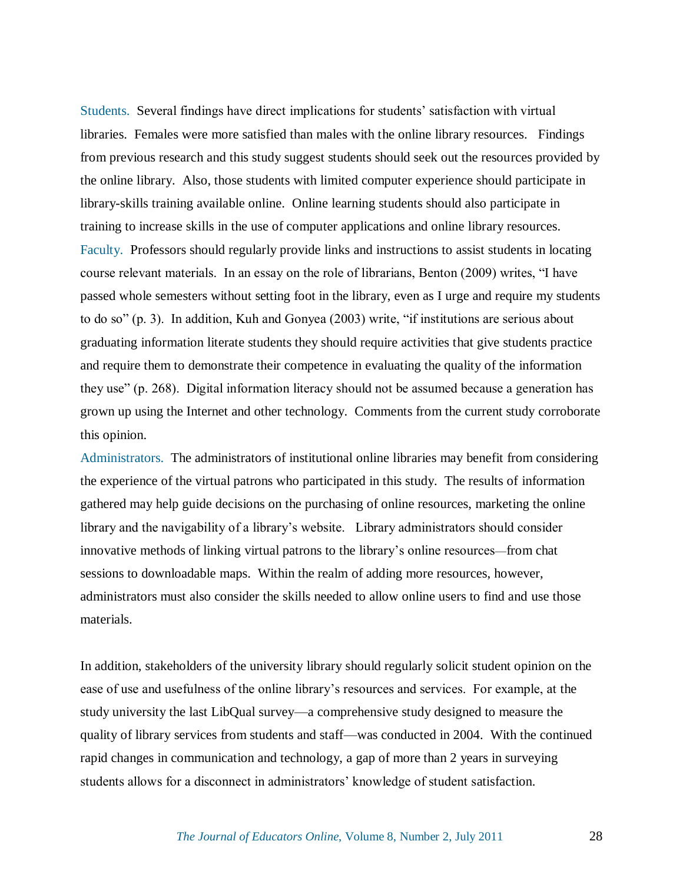Students. Several findings have direct implications for students' satisfaction with virtual libraries. Females were more satisfied than males with the online library resources. Findings from previous research and this study suggest students should seek out the resources provided by the online library. Also, those students with limited computer experience should participate in library-skills training available online. Online learning students should also participate in training to increase skills in the use of computer applications and online library resources.

Faculty. Professors should regularly provide links and instructions to assist students in locating course relevant materials. In an essay on the role of librarians, Benton (2009) writes, "I have passed whole semesters without setting foot in the library, even as I urge and require my students to do so" (p. 3). In addition, Kuh and Gonyea (2003) write, "if institutions are serious about graduating information literate students they should require activities that give students practice and require them to demonstrate their competence in evaluating the quality of the information they use" (p. 268). Digital information literacy should not be assumed because a generation has grown up using the Internet and other technology. Comments from the current study corroborate this opinion.

Administrators. The administrators of institutional online libraries may benefit from considering the experience of the virtual patrons who participated in this study. The results of information gathered may help guide decisions on the purchasing of online resources, marketing the online library and the navigability of a library's website. Library administrators should consider innovative methods of linking virtual patrons to the library's online resources—from chat sessions to downloadable maps. Within the realm of adding more resources, however, administrators must also consider the skills needed to allow online users to find and use those materials.

In addition, stakeholders of the university library should regularly solicit student opinion on the ease of use and usefulness of the online library's resources and services. For example, at the study university the last LibQual survey—a comprehensive study designed to measure the quality of library services from students and staff—was conducted in 2004. With the continued rapid changes in communication and technology, a gap of more than 2 years in surveying students allows for a disconnect in administrators' knowledge of student satisfaction.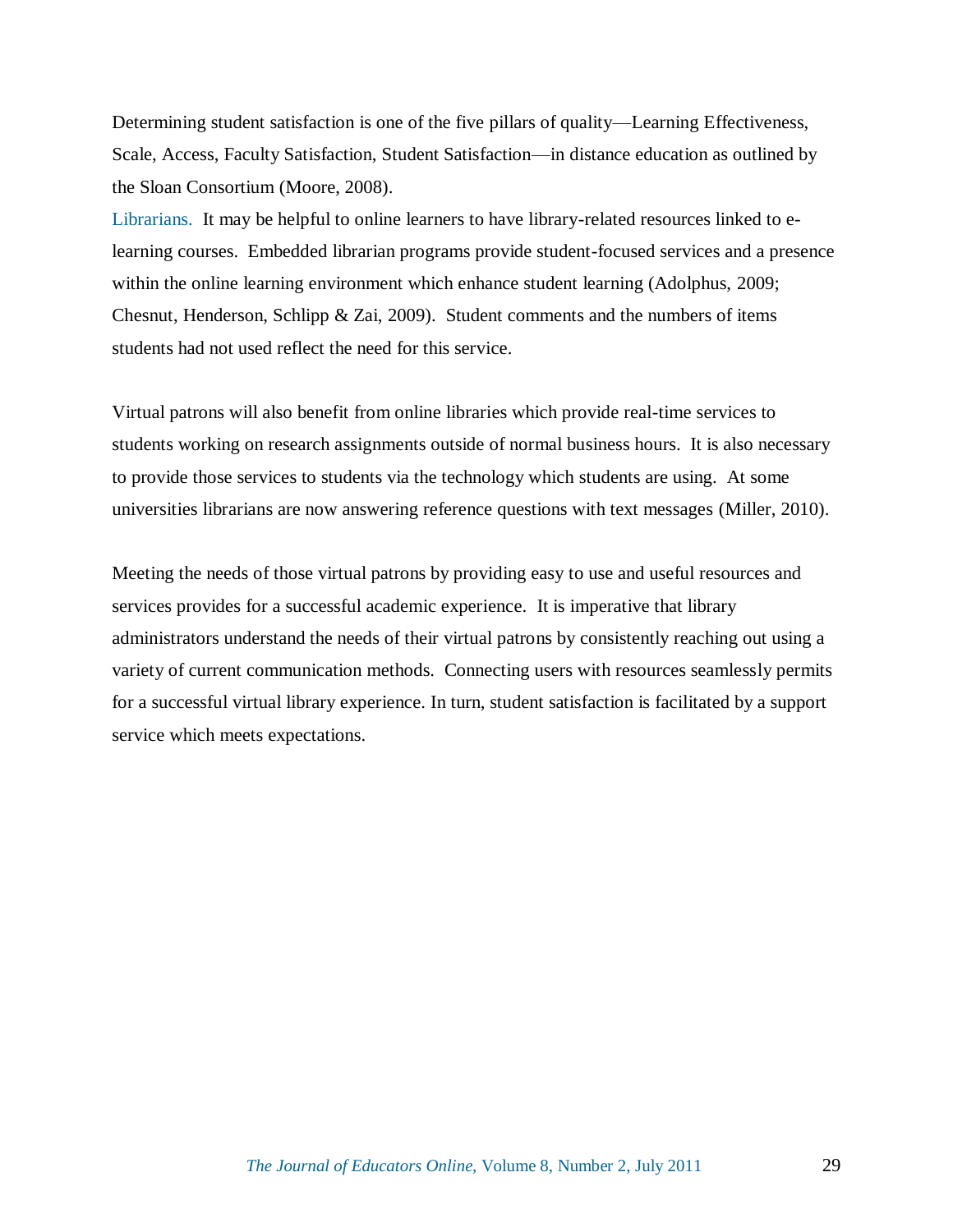Determining student satisfaction is one of the five pillars of quality—Learning Effectiveness, Scale, Access, Faculty Satisfaction, Student Satisfaction—in distance education as outlined by the Sloan Consortium (Moore, 2008).

Librarians. It may be helpful to online learners to have library-related resources linked to e-learning courses. Embedded librarian programs provide student-focused services and a presence within the online learning environment which enhance student learning (Adolphus, 2009; Chesnut, Henderson, Schlipp & Zai, 2009). Student comments and the numbers of items students had not used reflect the need for this service.

Virtual patrons will also benefit from online libraries which provide real-time services to students working on research assignments outside of normal business hours. It is also necessary to provide those services to students via the technology which students are using. At some universities librarians are now answering reference questions with text messages (Miller, 2010).

Meeting the needs of those virtual patrons by providing easy to use and useful resources and services provides for a successful academic experience. It is imperative that library administrators understand the needs of their virtual patrons by consistently reaching out using a variety of current communication methods. Connecting users with resources seamlessly permits for a successful virtual library experience. In turn, student satisfaction is facilitated by a support service which meets expectations.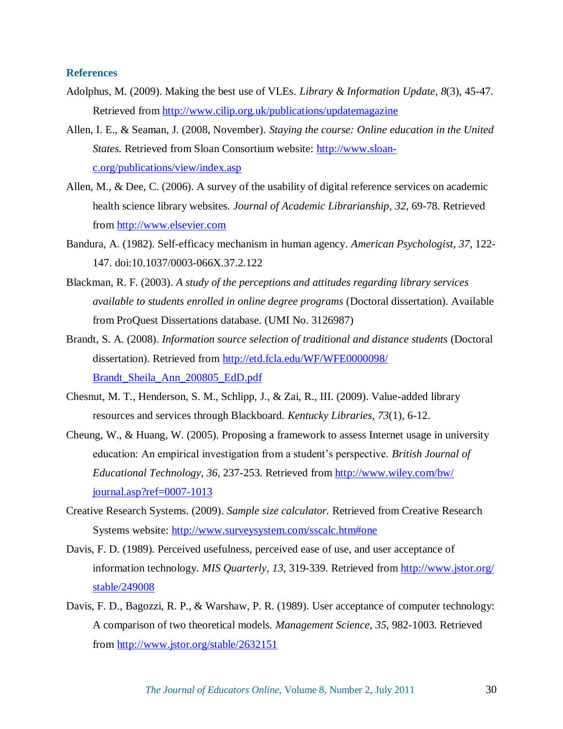## References

Adolphus, M. (2009). Making the best use of VLEs. *Library & Information Update, 8*(3), 45-47. Retrieved from http://www.cilip.org.uk/publications/updatemagazine

Allen, I. E., & Seaman, J. (2008, November). *Staying the course: Online education in the United States.* Retrieved from Sloan Consortium website: http://www.sloan-c.org/publications/view/index.asp

Allen, M., & Dee, C. (2006). A survey of the usability of digital reference services on academic health science library websites. *Journal of Academic Librarianship, 32,* 69-78. Retrieved from http://www.elsevier.com

Bandura, A. (1982). Self-efficacy mechanism in human agency. *American Psychologist, 37*, 122-147. doi:10.1037/0003-066X.37.2.122

Blackman, R. F. (2003). *A study of the perceptions and attitudes regarding library services available to students enrolled in online degree programs* (Doctoral dissertation). Available from ProQuest Dissertations database. (UMI No. 3126987)

Brandt, S. A. (2008). *Information source selection of traditional and distance students* (Doctoral dissertation). Retrieved from http://etd.fcla.edu/WF/WFE0000098/Brandt_Sheila_Ann_200805_EdD.pdf

Chesnut, M. T., Henderson, S. M., Schlipp, J., & Zai, R., III. (2009). Value-added library resources and services through Blackboard. *Kentucky Libraries, 73*(1), 6-12.

Cheung, W., & Huang, W. (2005). Proposing a framework to assess Internet usage in university education: An empirical investigation from a student's perspective. *British Journal of Educational Technology, 36*, 237-253. Retrieved from http://www.wiley.com/bw/journal.asp?ref=0007-1013

Creative Research Systems. (2009). *Sample size calculator.* Retrieved from Creative Research Systems website: http://www.surveysystem.com/sscalc.htm#one

Davis, F. D. (1989). Perceived usefulness, perceived ease of use, and user acceptance of information technology. *MIS Quarterly, 13*, 319-339. Retrieved from http://www.jstor.org/stable/249008

Davis, F. D., Bagozzi, R. P., & Warshaw, P. R. (1989). User acceptance of computer technology: A comparison of two theoretical models. *Management Science, 35*, 982-1003. Retrieved from http://www.jstor.org/stable/2632151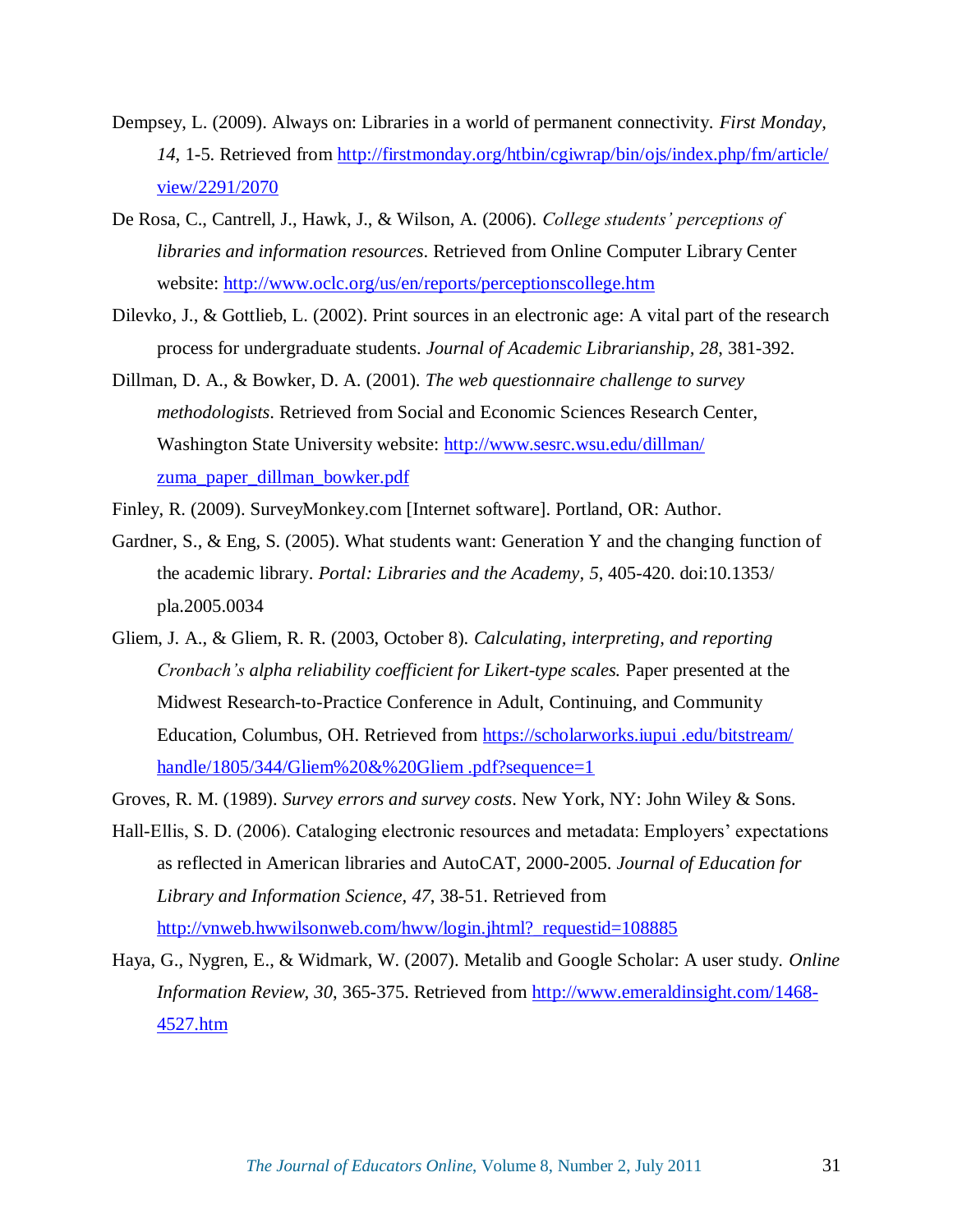Dempsey, L. (2009). Always on: Libraries in a world of permanent connectivity. *First Monday, 14*, 1-5. Retrieved from http://firstmonday.org/htbin/cgiwrap/bin/ojs/index.php/fm/article/view/2291/2070

De Rosa, C., Cantrell, J., Hawk, J., & Wilson, A. (2006). *College students' perceptions of libraries and information resources*. Retrieved from Online Computer Library Center website: http://www.oclc.org/us/en/reports/perceptionscollege.htm

Dilevko, J., & Gottlieb, L. (2002). Print sources in an electronic age: A vital part of the research process for undergraduate students. *Journal of Academic Librarianship, 28*, 381-392.

Dillman, D. A., & Bowker, D. A. (2001). *The web questionnaire challenge to survey methodologists*. Retrieved from Social and Economic Sciences Research Center, Washington State University website: http://www.sesrc.wsu.edu/dillman/zuma_paper_dillman_bowker.pdf

Finley, R. (2009). SurveyMonkey.com [Internet software]. Portland, OR: Author.

Gardner, S., & Eng, S. (2005). What students want: Generation Y and the changing function of the academic library. *Portal: Libraries and the Academy, 5*, 405-420. doi:10.1353/pla.2005.0034

Gliem, J. A., & Gliem, R. R. (2003, October 8). *Calculating, interpreting, and reporting Cronbach's alpha reliability coefficient for Likert-type scales.* Paper presented at the Midwest Research-to-Practice Conference in Adult, Continuing, and Community Education, Columbus, OH. Retrieved from https://scholarworks.iupui .edu/bitstream/handle/1805/344/Gliem%20&%20Gliem .pdf?sequence=1

Groves, R. M. (1989). *Survey errors and survey costs*. New York, NY: John Wiley & Sons.

Hall-Ellis, S. D. (2006). Cataloging electronic resources and metadata: Employers' expectations as reflected in American libraries and AutoCAT, 2000-2005. *Journal of Education for Library and Information Science, 47*, 38-51. Retrieved from http://vnweb.hwwilsonweb.com/hww/login.jhtml?_requestid=108885

Haya, G., Nygren, E., & Widmark, W. (2007). Metalib and Google Scholar: A user study. *Online Information Review, 30*, 365-375. Retrieved from http://www.emeraldinsight.com/1468-4527.htm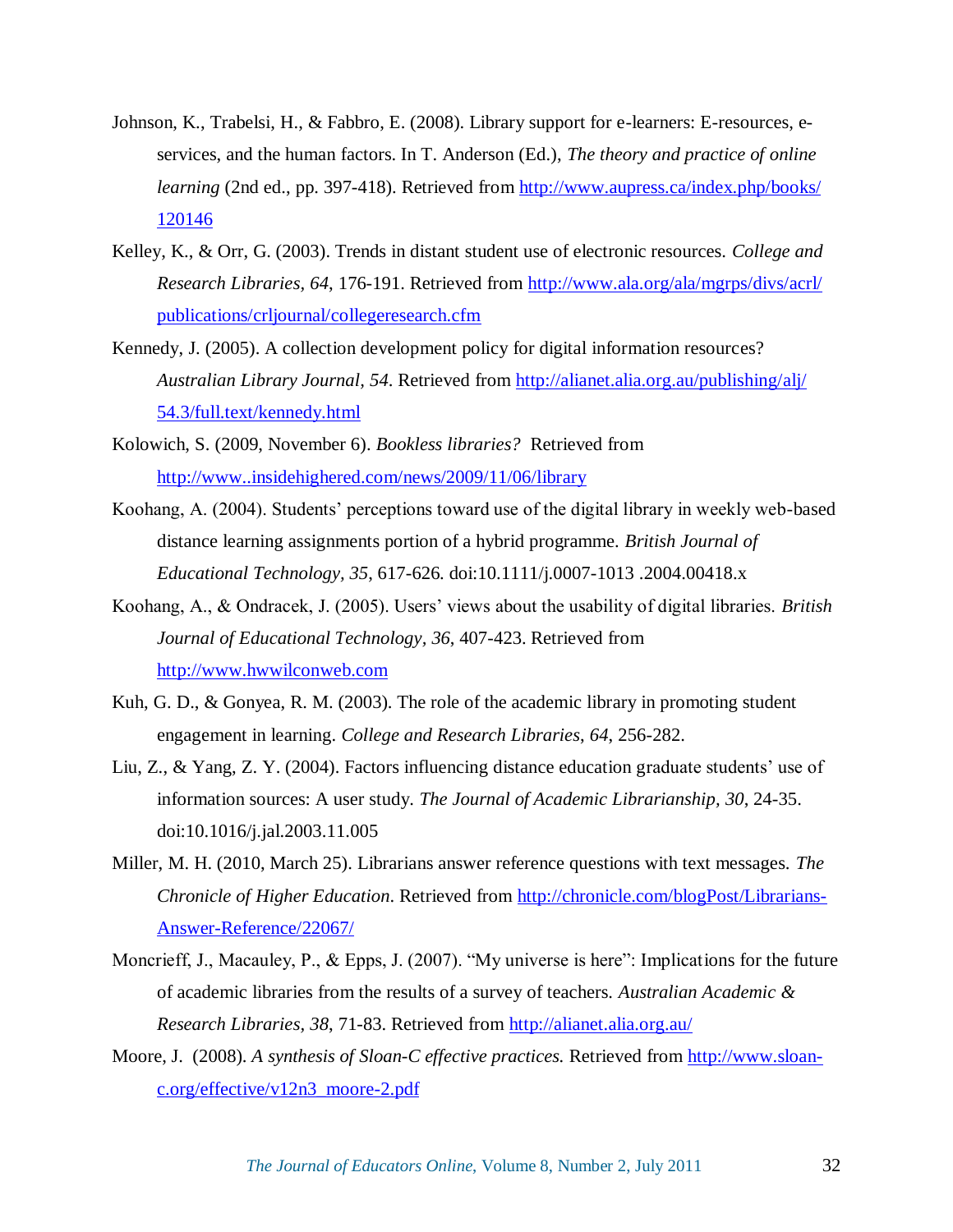Johnson, K., Trabelsi, H., & Fabbro, E. (2008). Library support for e-learners: E-resources, e-services, and the human factors. In T. Anderson (Ed.), *The theory and practice of online learning* (2nd ed., pp. 397-418). Retrieved from http://www.aupress.ca/index.php/books/120146

Kelley, K., & Orr, G. (2003). Trends in distant student use of electronic resources. *College and Research Libraries, 64*, 176-191. Retrieved from http://www.ala.org/ala/mgrps/divs/acrl/publications/crljournal/collegeresearch.cfm

Kennedy, J. (2005). A collection development policy for digital information resources? *Australian Library Journal, 54*. Retrieved from http://alianet.alia.org.au/publishing/alj/54.3/full.text/kennedy.html

Kolowich, S. (2009, November 6). *Bookless libraries?* Retrieved from http://www..insidehighered.com/news/2009/11/06/library

Koohang, A. (2004). Students' perceptions toward use of the digital library in weekly web-based distance learning assignments portion of a hybrid programme. *British Journal of Educational Technology, 35*, 617-626. doi:10.1111/j.0007-1013 .2004.00418.x

Koohang, A., & Ondracek, J. (2005). Users' views about the usability of digital libraries. *British Journal of Educational Technology, 36*, 407-423. Retrieved from http://www.hwwilconweb.com

Kuh, G. D., & Gonyea, R. M. (2003). The role of the academic library in promoting student engagement in learning. *College and Research Libraries, 64*, 256-282.

Liu, Z., & Yang, Z. Y. (2004). Factors influencing distance education graduate students' use of information sources: A user study. *The Journal of Academic Librarianship, 30*, 24-35. doi:10.1016/j.jal.2003.11.005

Miller, M. H. (2010, March 25). Librarians answer reference questions with text messages. *The Chronicle of Higher Education*. Retrieved from http://chronicle.com/blogPost/Librarians-Answer-Reference/22067/

Moncrieff, J., Macauley, P., & Epps, J. (2007). "My universe is here": Implications for the future of academic libraries from the results of a survey of teachers. *Australian Academic & Research Libraries, 38*, 71-83. Retrieved from http://alianet.alia.org.au/

Moore, J. (2008). *A synthesis of Sloan-C effective practices.* Retrieved from http://www.sloan-c.org/effective/v12n3_moore-2.pdf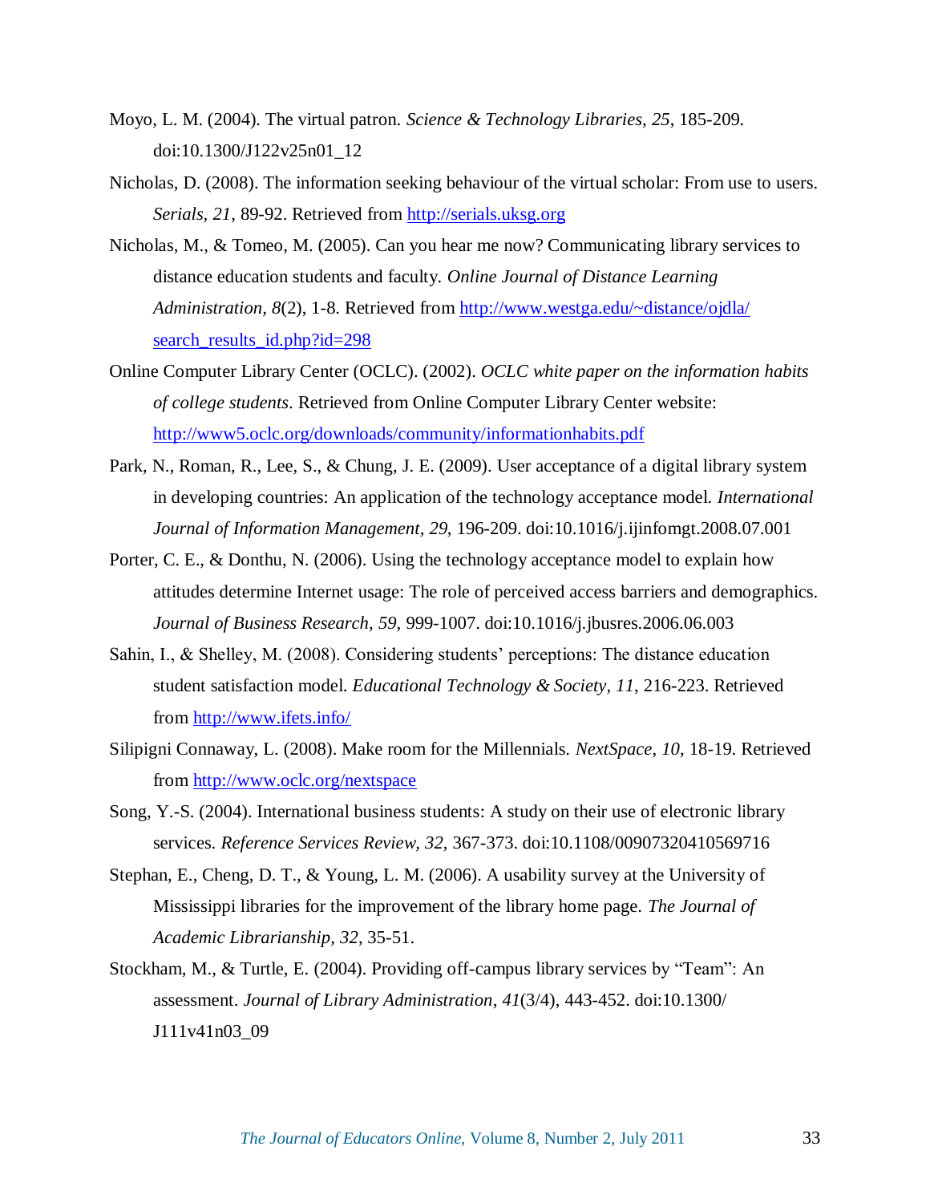Moyo, L. M. (2004). The virtual patron. *Science & Technology Libraries, 25*, 185-209. doi:10.1300/J122v25n01_12

Nicholas, D. (2008). The information seeking behaviour of the virtual scholar: From use to users. *Serials*, *21*, 89-92. Retrieved from http://serials.uksg.org

Nicholas, M., & Tomeo, M. (2005). Can you hear me now? Communicating library services to distance education students and faculty. *Online Journal of Distance Learning Administration*, *8*(2), 1-8. Retrieved from http://www.westga.edu/~distance/ojdla/search_results_id.php?id=298

Online Computer Library Center (OCLC). (2002). *OCLC white paper on the information habits of college students*. Retrieved from Online Computer Library Center website: http://www5.oclc.org/downloads/community/informationhabits.pdf

Park, N., Roman, R., Lee, S., & Chung, J. E. (2009). User acceptance of a digital library system in developing countries: An application of the technology acceptance model. *International Journal of Information Management, 29*, 196-209. doi:10.1016/j.ijinfomgt.2008.07.001

Porter, C. E., & Donthu, N. (2006). Using the technology acceptance model to explain how attitudes determine Internet usage: The role of perceived access barriers and demographics. *Journal of Business Research, 59*, 999-1007. doi:10.1016/j.jbusres.2006.06.003

Sahin, I., & Shelley, M. (2008). Considering students' perceptions: The distance education student satisfaction model. *Educational Technology & Society*, *11*, 216-223. Retrieved from http://www.ifets.info/

Silipigni Connaway, L. (2008). Make room for the Millennials. *NextSpace*, *10*, 18-19. Retrieved from http://www.oclc.org/nextspace

Song, Y.-S. (2004). International business students: A study on their use of electronic library services. *Reference Services Review, 32*, 367-373. doi:10.1108/00907320410569716

Stephan, E., Cheng, D. T., & Young, L. M. (2006). A usability survey at the University of Mississippi libraries for the improvement of the library home page. *The Journal of Academic Librarianship, 32*, 35-51.

Stockham, M., & Turtle, E. (2004). Providing off-campus library services by "Team": An assessment. *Journal of Library Administration*, *41*(3/4), 443-452. doi:10.1300/J111v41n03_09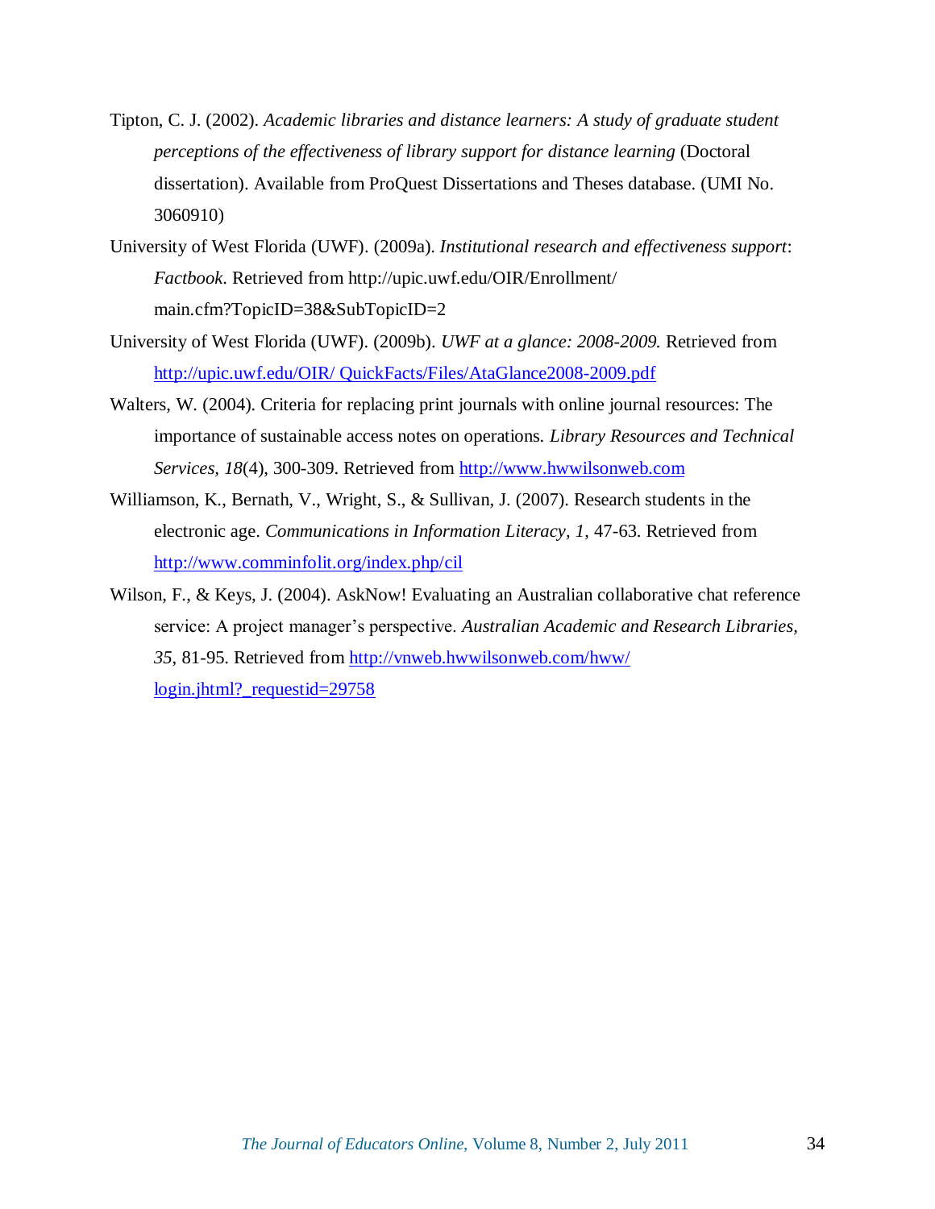Tipton, C. J. (2002). *Academic libraries and distance learners: A study of graduate student perceptions of the effectiveness of library support for distance learning* (Doctoral dissertation). Available from ProQuest Dissertations and Theses database. (UMI No. 3060910)

University of West Florida (UWF). (2009a). *Institutional research and effectiveness support*: *Factbook*. Retrieved from http://upic.uwf.edu/OIR/Enrollment/ main.cfm?TopicID=38&SubTopicID=2

University of West Florida (UWF). (2009b). *UWF at a glance: 2008-2009.* Retrieved from http://upic.uwf.edu/OIR/ QuickFacts/Files/AtaGlance2008-2009.pdf

Walters, W. (2004). Criteria for replacing print journals with online journal resources: The importance of sustainable access notes on operations. *Library Resources and Technical Services, 18*(4), 300-309. Retrieved from http://www.hwwilsonweb.com

Williamson, K., Bernath, V., Wright, S., & Sullivan, J. (2007). Research students in the electronic age. *Communications in Information Literacy, 1*, 47-63. Retrieved from http://www.comminfolit.org/index.php/cil

Wilson, F., & Keys, J. (2004). AskNow! Evaluating an Australian collaborative chat reference service: A project manager's perspective. *Australian Academic and Research Libraries, 35*, 81-95. Retrieved from http://vnweb.hwwilsonweb.com/hww/ login.jhtml?_requestid=29758